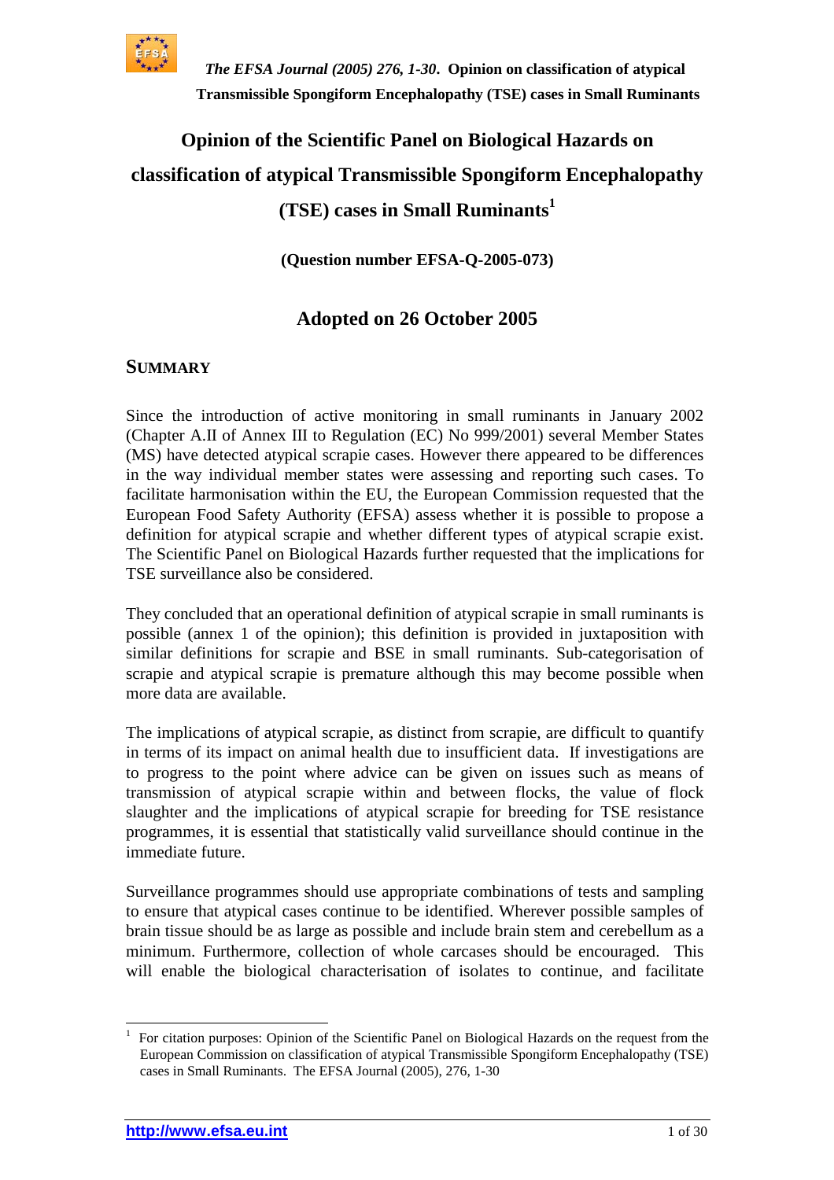# Opinion of the Scientific Panel on Biological Hazards on classification of atypical Transmissible Spongiform Encephalopathy (TSE) cases in Small Ruminants[1]

**(Question number EFSA-Q-2005-073)**

## Adopted on 26 October 2005

## SUMMARY

Since the introduction of active monitoring in small ruminants in January 2002 (Chapter A.II of Annex III to Regulation (EC) No 999/2001) several Member States (MS) have detected atypical scrapie cases. However there appeared to be differences in the way individual member states were assessing and reporting such cases. To facilitate harmonisation within the EU, the European Commission requested that the European Food Safety Authority (EFSA) assess whether it is possible to propose a definition for atypical scrapie and whether different types of atypical scrapie exist. The Scientific Panel on Biological Hazards further requested that the implications for TSE surveillance also be considered.

They concluded that an operational definition of atypical scrapie in small ruminants is possible (annex 1 of the opinion); this definition is provided in juxtaposition with similar definitions for scrapie and BSE in small ruminants. Sub-categorisation of scrapie and atypical scrapie is premature although this may become possible when more data are available.

The implications of atypical scrapie, as distinct from scrapie, are difficult to quantify in terms of its impact on animal health due to insufficient data. If investigations are to progress to the point where advice can be given on issues such as means of transmission of atypical scrapie within and between flocks, the value of flock slaughter and the implications of atypical scrapie for breeding for TSE resistance programmes, it is essential that statistically valid surveillance should continue in the immediate future.

Surveillance programmes should use appropriate combinations of tests and sampling to ensure that atypical cases continue to be identified. Wherever possible samples of brain tissue should be as large as possible and include brain stem and cerebellum as a minimum. Furthermore, collection of whole carcases should be encouraged. This will enable the biological characterisation of isolates to continue, and facilitate

---

[1] For citation purposes: Opinion of the Scientific Panel on Biological Hazards on the request from the European Commission on classification of atypical Transmissible Spongiform Encephalopathy (TSE) cases in Small Ruminants. The EFSA Journal (2005), 276, 1-30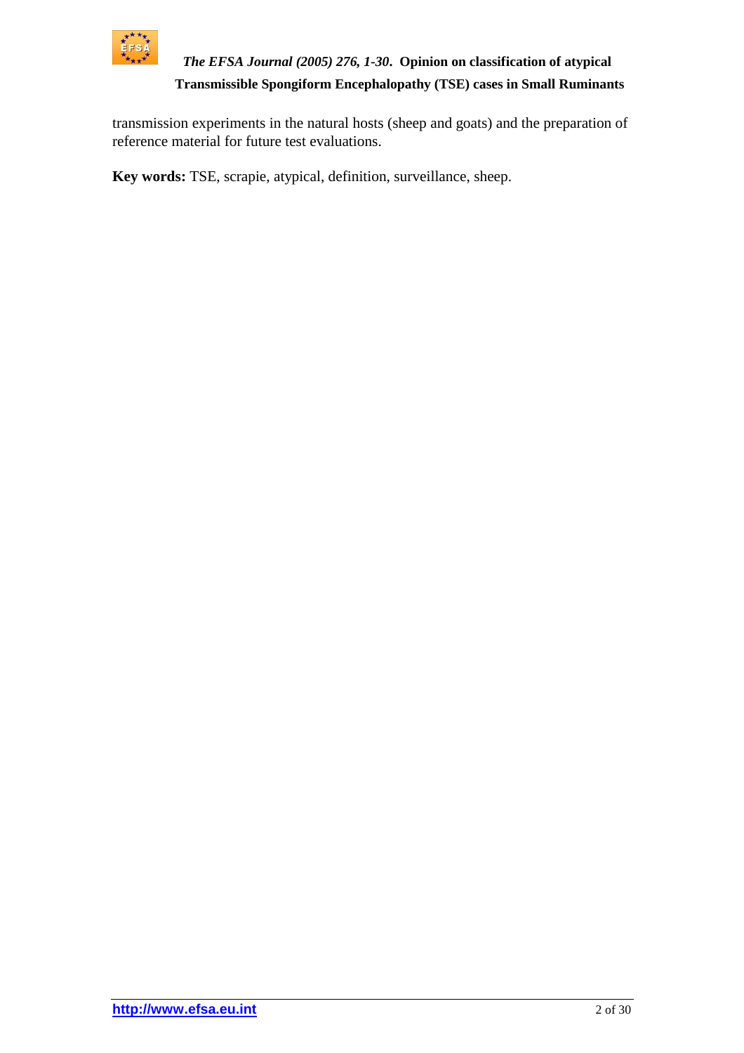transmission experiments in the natural hosts (sheep and goats) and the preparation of reference material for future test evaluations.

**Key words:** TSE, scrapie, atypical, definition, surveillance, sheep.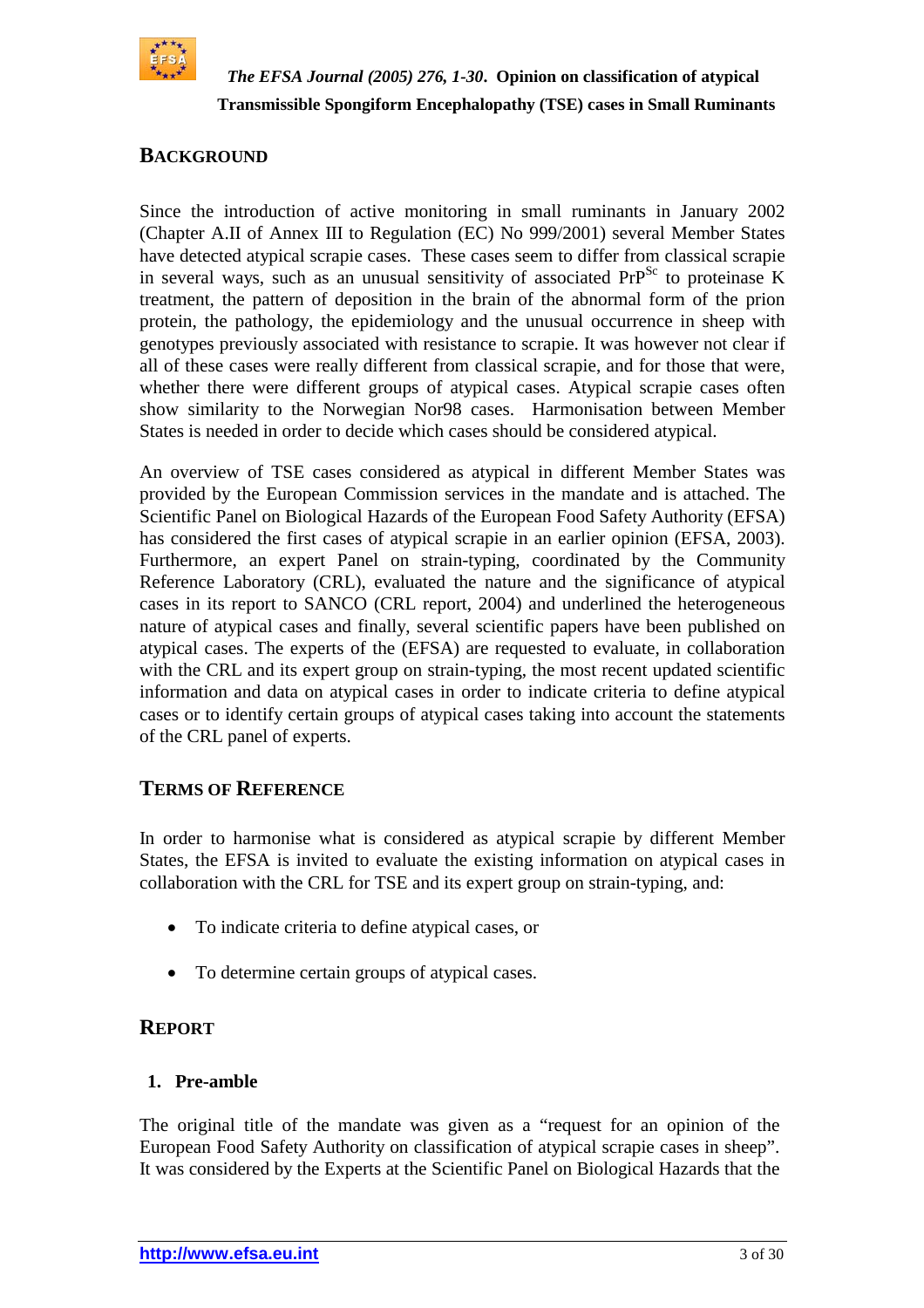## Background

Since the introduction of active monitoring in small ruminants in January 2002 (Chapter A.II of Annex III to Regulation (EC) No 999/2001) several Member States have detected atypical scrapie cases. These cases seem to differ from classical scrapie in several ways, such as an unusual sensitivity of associated $PrP^{Sc}$ to proteinase K treatment, the pattern of deposition in the brain of the abnormal form of the prion protein, the pathology, the epidemiology and the unusual occurrence in sheep with genotypes previously associated with resistance to scrapie. It was however not clear if all of these cases were really different from classical scrapie, and for those that were, whether there were different groups of atypical cases. Atypical scrapie cases often show similarity to the Norwegian Nor98 cases. Harmonisation between Member States is needed in order to decide which cases should be considered atypical.

An overview of TSE cases considered as atypical in different Member States was provided by the European Commission services in the mandate and is attached. The Scientific Panel on Biological Hazards of the European Food Safety Authority (EFSA) has considered the first cases of atypical scrapie in an earlier opinion (EFSA, 2003). Furthermore, an expert Panel on strain-typing, coordinated by the Community Reference Laboratory (CRL), evaluated the nature and the significance of atypical cases in its report to SANCO (CRL report, 2004) and underlined the heterogeneous nature of atypical cases and finally, several scientific papers have been published on atypical cases. The experts of the (EFSA) are requested to evaluate, in collaboration with the CRL and its expert group on strain-typing, the most recent updated scientific information and data on atypical cases in order to indicate criteria to define atypical cases or to identify certain groups of atypical cases taking into account the statements of the CRL panel of experts.

## Terms of Reference

In order to harmonise what is considered as atypical scrapie by different Member States, the EFSA is invited to evaluate the existing information on atypical cases in collaboration with the CRL for TSE and its expert group on strain-typing, and:

- To indicate criteria to define atypical cases, or
- To determine certain groups of atypical cases.

## Report

### 1. Pre-amble

The original title of the mandate was given as a "request for an opinion of the European Food Safety Authority on classification of atypical scrapie cases in sheep". It was considered by the Experts at the Scientific Panel on Biological Hazards that the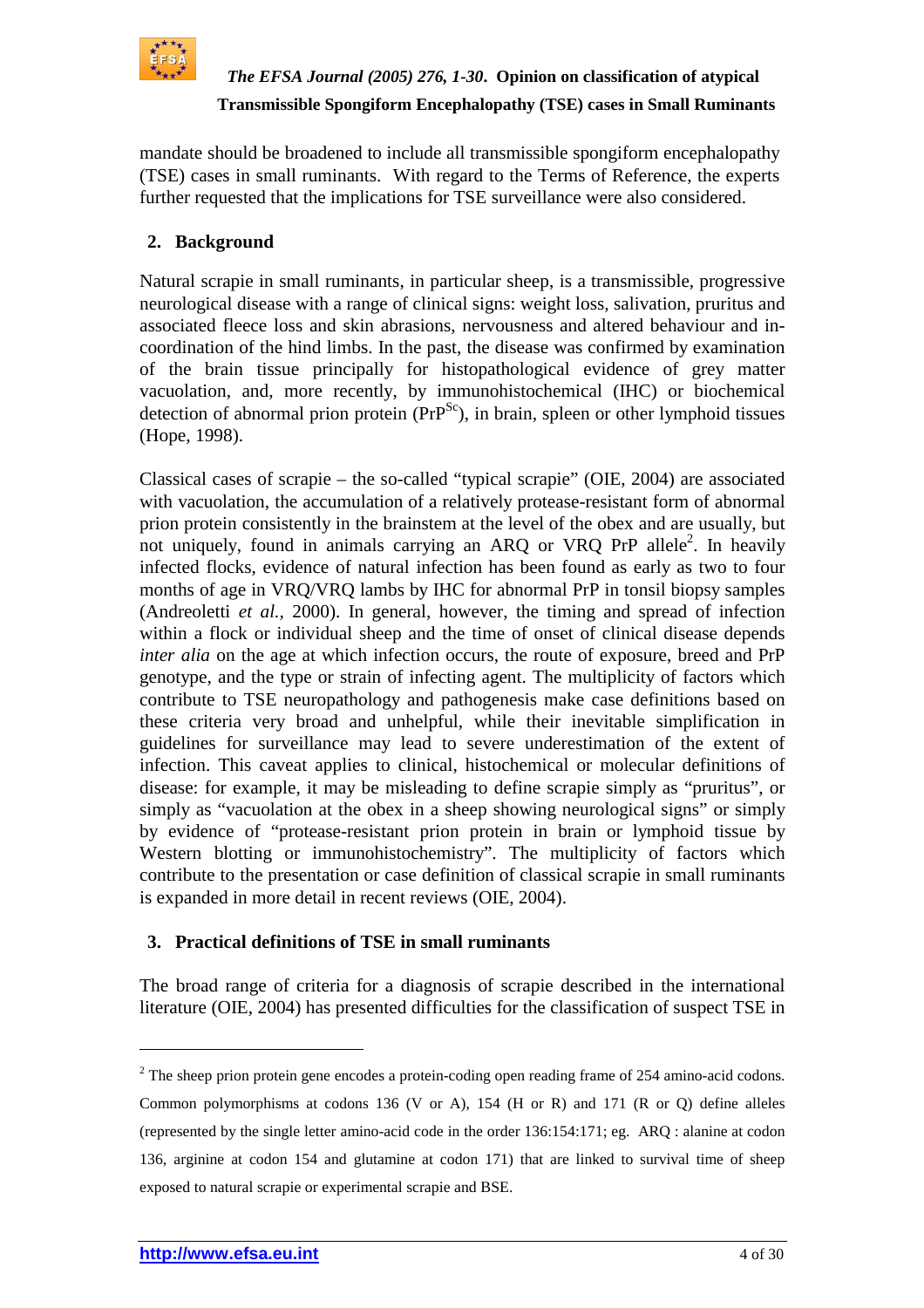mandate should be broadened to include all transmissible spongiform encephalopathy (TSE) cases in small ruminants. With regard to the Terms of Reference, the experts further requested that the implications for TSE surveillance were also considered.

## 2. Background

Natural scrapie in small ruminants, in particular sheep, is a transmissible, progressive neurological disease with a range of clinical signs: weight loss, salivation, pruritus and associated fleece loss and skin abrasions, nervousness and altered behaviour and in-coordination of the hind limbs. In the past, the disease was confirmed by examination of the brain tissue principally for histopathological evidence of grey matter vacuolation, and, more recently, by immunohistochemical (IHC) or biochemical detection of abnormal prion protein ($PrP^{Sc}$), in brain, spleen or other lymphoid tissues (Hope, 1998).

Classical cases of scrapie – the so-called "typical scrapie" (OIE, 2004) are associated with vacuolation, the accumulation of a relatively protease-resistant form of abnormal prion protein consistently in the brainstem at the level of the obex and are usually, but not uniquely, found in animals carrying an ARQ or VRQ PrP allele[2]. In heavily infected flocks, evidence of natural infection has been found as early as two to four months of age in VRQ/VRQ lambs by IHC for abnormal PrP in tonsil biopsy samples (Andreoletti *et al.*, 2000). In general, however, the timing and spread of infection within a flock or individual sheep and the time of onset of clinical disease depends *inter alia* on the age at which infection occurs, the route of exposure, breed and PrP genotype, and the type or strain of infecting agent. The multiplicity of factors which contribute to TSE neuropathology and pathogenesis make case definitions based on these criteria very broad and unhelpful, while their inevitable simplification in guidelines for surveillance may lead to severe underestimation of the extent of infection. This caveat applies to clinical, histochemical or molecular definitions of disease: for example, it may be misleading to define scrapie simply as "pruritus", or simply as "vacuolation at the obex in a sheep showing neurological signs" or simply by evidence of "protease-resistant prion protein in brain or lymphoid tissue by Western blotting or immunohistochemistry". The multiplicity of factors which contribute to the presentation or case definition of classical scrapie in small ruminants is expanded in more detail in recent reviews (OIE, 2004).

## 3. Practical definitions of TSE in small ruminants

The broad range of criteria for a diagnosis of scrapie described in the international literature (OIE, 2004) has presented difficulties for the classification of suspect TSE in

---

[2] The sheep prion protein gene encodes a protein-coding open reading frame of 254 amino-acid codons. Common polymorphisms at codons 136 (V or A), 154 (H or R) and 171 (R or Q) define alleles (represented by the single letter amino-acid code in the order 136:154:171; eg. ARQ : alanine at codon 136, arginine at codon 154 and glutamine at codon 171) that are linked to survival time of sheep exposed to natural scrapie or experimental scrapie and BSE.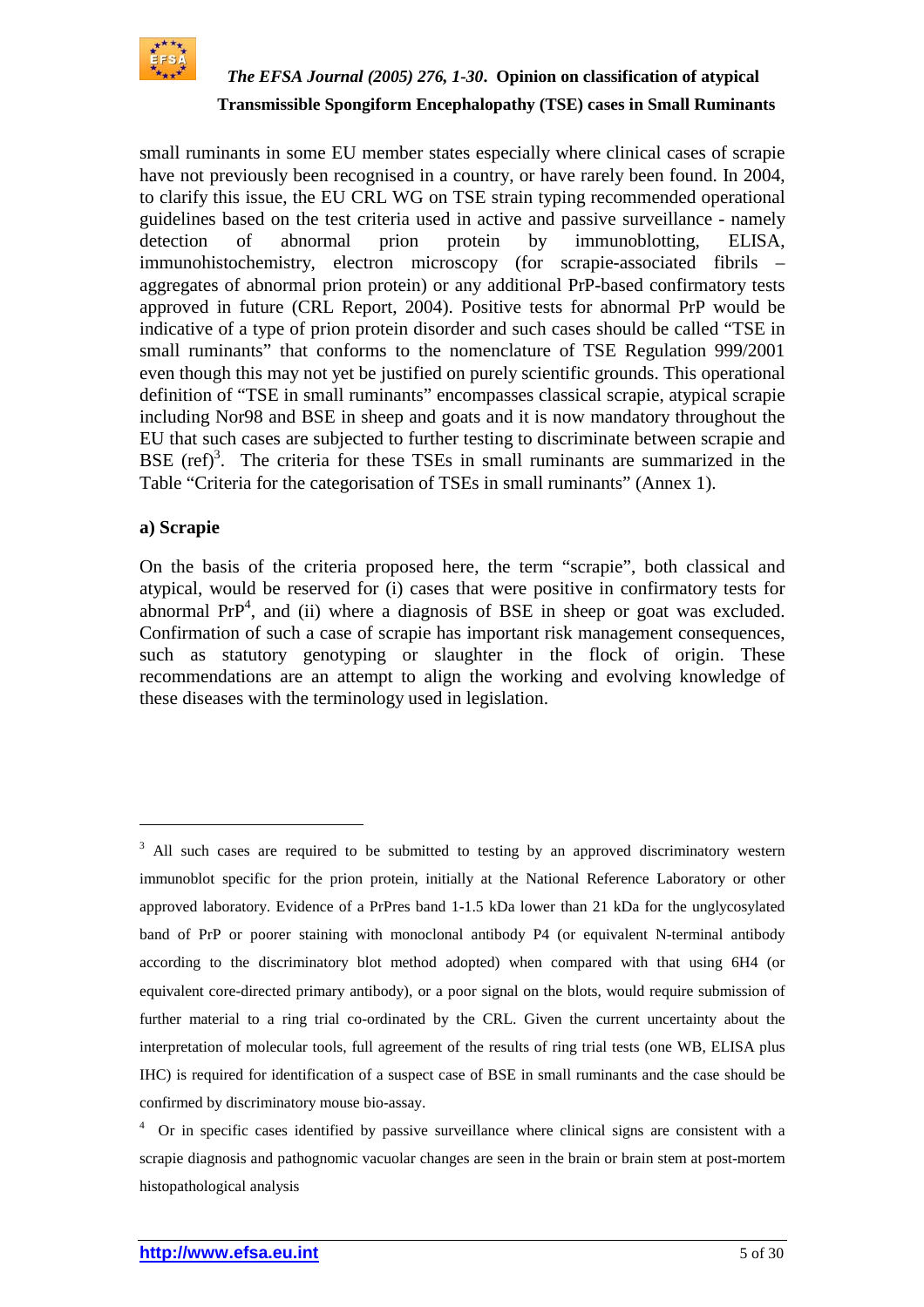small ruminants in some EU member states especially where clinical cases of scrapie have not previously been recognised in a country, or have rarely been found. In 2004, to clarify this issue, the EU CRL WG on TSE strain typing recommended operational guidelines based on the test criteria used in active and passive surveillance - namely detection of abnormal prion protein by immunoblotting, ELISA, immunohistochemistry, electron microscopy (for scrapie-associated fibrils – aggregates of abnormal prion protein) or any additional PrP-based confirmatory tests approved in future (CRL Report, 2004). Positive tests for abnormal PrP would be indicative of a type of prion protein disorder and such cases should be called "TSE in small ruminants" that conforms to the nomenclature of TSE Regulation 999/2001 even though this may not yet be justified on purely scientific grounds. This operational definition of "TSE in small ruminants" encompasses classical scrapie, atypical scrapie including Nor98 and BSE in sheep and goats and it is now mandatory throughout the EU that such cases are subjected to further testing to discriminate between scrapie and BSE (ref)[3]. The criteria for these TSEs in small ruminants are summarized in the Table "Criteria for the categorisation of TSEs in small ruminants" (Annex 1).

**a) Scrapie**

On the basis of the criteria proposed here, the term "scrapie", both classical and atypical, would be reserved for (i) cases that were positive in confirmatory tests for abnormal PrP[4], and (ii) where a diagnosis of BSE in sheep or goat was excluded. Confirmation of such a case of scrapie has important risk management consequences, such as statutory genotyping or slaughter in the flock of origin. These recommendations are an attempt to align the working and evolving knowledge of these diseases with the terminology used in legislation.

---

[3] All such cases are required to be submitted to testing by an approved discriminatory western immunoblot specific for the prion protein, initially at the National Reference Laboratory or other approved laboratory. Evidence of a PrPres band 1-1.5 kDa lower than 21 kDa for the unglycosylated band of PrP or poorer staining with monoclonal antibody P4 (or equivalent N-terminal antibody according to the discriminatory blot method adopted) when compared with that using 6H4 (or equivalent core-directed primary antibody), or a poor signal on the blots, would require submission of further material to a ring trial co-ordinated by the CRL. Given the current uncertainty about the interpretation of molecular tools, full agreement of the results of ring trial tests (one WB, ELISA plus IHC) is required for identification of a suspect case of BSE in small ruminants and the case should be confirmed by discriminatory mouse bio-assay.

[4] Or in specific cases identified by passive surveillance where clinical signs are consistent with a scrapie diagnosis and pathognomonic vacuolar changes are seen in the brain or brain stem at post-mortem histopathological analysis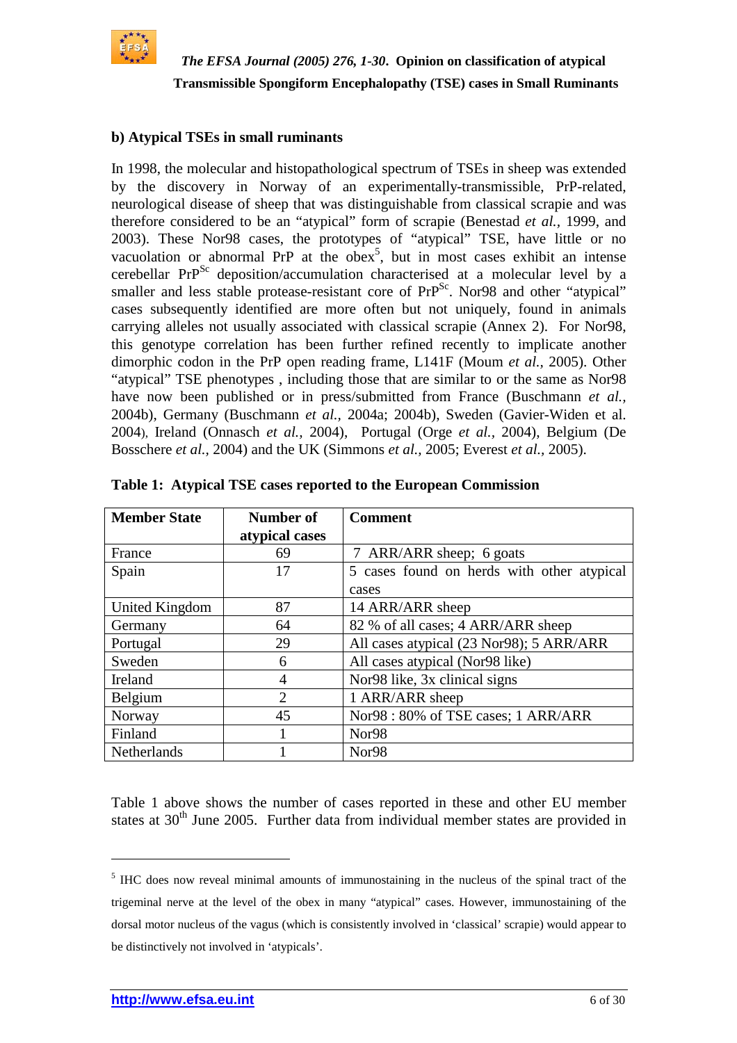**b) Atypical TSEs in small ruminants**

In 1998, the molecular and histopathological spectrum of TSEs in sheep was extended by the discovery in Norway of an experimentally-transmissible, PrP-related, neurological disease of sheep that was distinguishable from classical scrapie and was therefore considered to be an "atypical" form of scrapie (Benestad *et al.,* 1999, and 2003). These Nor98 cases, the prototypes of "atypical" TSE, have little or no vacuolation or abnormal PrP at the obex[5], but in most cases exhibit an intense cerebellar $PrP^{Sc}$ deposition/accumulation characterised at a molecular level by a smaller and less stable protease-resistant core of $PrP^{Sc}$. Nor98 and other "atypical" cases subsequently identified are more often but not uniquely, found in animals carrying alleles not usually associated with classical scrapie (Annex 2). For Nor98, this genotype correlation has been further refined recently to implicate another dimorphic codon in the PrP open reading frame, L141F (Moum *et al.,* 2005). Other "atypical" TSE phenotypes , including those that are similar to or the same as Nor98 have now been published or in press/submitted from France (Buschmann *et al.,* 2004b), Germany (Buschmann *et al.,* 2004a; 2004b), Sweden (Gavier-Widen et al. 2004), Ireland (Onnasch *et al.,* 2004), Portugal (Orge *et al.,* 2004), Belgium (De Bosschere *et al.,* 2004) and the UK (Simmons *et al.,* 2005; Everest *et al.,* 2005).

**Table 1: Atypical TSE cases reported to the European Commission**

| Member State | Number of atypical cases | Comment |
|---|---|---|
| France | 69 | 7 ARR/ARR sheep; 6 goats |
| Spain | 17 | 5 cases found on herds with other atypical cases |
| United Kingdom | 87 | 14 ARR/ARR sheep |
| Germany | 64 | 82 % of all cases; 4 ARR/ARR sheep |
| Portugal | 29 | All cases atypical (23 Nor98); 5 ARR/ARR |
| Sweden | 6 | All cases atypical (Nor98 like) |
| Ireland | 4 | Nor98 like, 3x clinical signs |
| Belgium | 2 | 1 ARR/ARR sheep |
| Norway | 45 | Nor98 : 80% of TSE cases; 1 ARR/ARR |
| Finland | 1 | Nor98 |
| Netherlands | 1 | Nor98 |

Table 1 above shows the number of cases reported in these and other EU member states at 30th June 2005. Further data from individual member states are provided in

[5] IHC does now reveal minimal amounts of immunostaining in the nucleus of the spinal tract of the trigeminal nerve at the level of the obex in many "atypical" cases. However, immunostaining of the dorsal motor nucleus of the vagus (which is consistently involved in 'classical' scrapie) would appear to be distinctively not involved in 'atypicals'.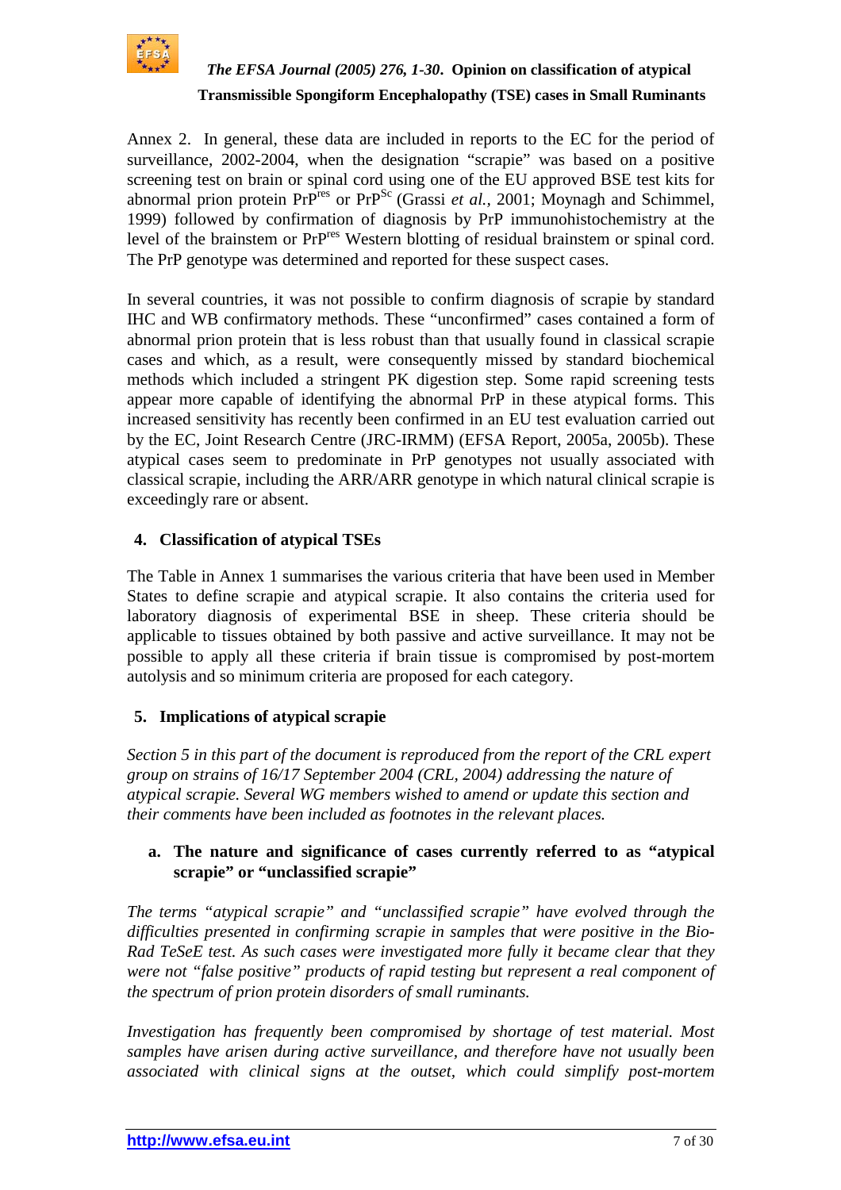Annex 2. In general, these data are included in reports to the EC for the period of surveillance, 2002-2004, when the designation "scrapie" was based on a positive screening test on brain or spinal cord using one of the EU approved BSE test kits for abnormal prion protein $PrP^{res}$ or $PrP^{Sc}$ (Grassi *et al.*, 2001; Moynagh and Schimmel, 1999) followed by confirmation of diagnosis by PrP immunohistochemistry at the level of the brainstem or $PrP^{res}$ Western blotting of residual brainstem or spinal cord. The PrP genotype was determined and reported for these suspect cases.

In several countries, it was not possible to confirm diagnosis of scrapie by standard IHC and WB confirmatory methods. These "unconfirmed" cases contained a form of abnormal prion protein that is less robust than that usually found in classical scrapie cases and which, as a result, were consequently missed by standard biochemical methods which included a stringent PK digestion step. Some rapid screening tests appear more capable of identifying the abnormal PrP in these atypical forms. This increased sensitivity has recently been confirmed in an EU test evaluation carried out by the EC, Joint Research Centre (JRC-IRMM) (EFSA Report, 2005a, 2005b). These atypical cases seem to predominate in PrP genotypes not usually associated with classical scrapie, including the ARR/ARR genotype in which natural clinical scrapie is exceedingly rare or absent.

## 4. Classification of atypical TSEs

The Table in Annex 1 summarises the various criteria that have been used in Member States to define scrapie and atypical scrapie. It also contains the criteria used for laboratory diagnosis of experimental BSE in sheep. These criteria should be applicable to tissues obtained by both passive and active surveillance. It may not be possible to apply all these criteria if brain tissue is compromised by post-mortem autolysis and so minimum criteria are proposed for each category.

## 5. Implications of atypical scrapie

*Section 5 in this part of the document is reproduced from the report of the CRL expert group on strains of 16/17 September 2004 (CRL, 2004) addressing the nature of atypical scrapie. Several WG members wished to amend or update this section and their comments have been included as footnotes in the relevant places.*

### a. The nature and significance of cases currently referred to as "atypical scrapie" or "unclassified scrapie"

*The terms "atypical scrapie" and "unclassified scrapie" have evolved through the difficulties presented in confirming scrapie in samples that were positive in the Bio-Rad TeSeE test. As such cases were investigated more fully it became clear that they were not "false positive" products of rapid testing but represent a real component of the spectrum of prion protein disorders of small ruminants.*

*Investigation has frequently been compromised by shortage of test material. Most samples have arisen during active surveillance, and therefore have not usually been associated with clinical signs at the outset, which could simplify post-mortem*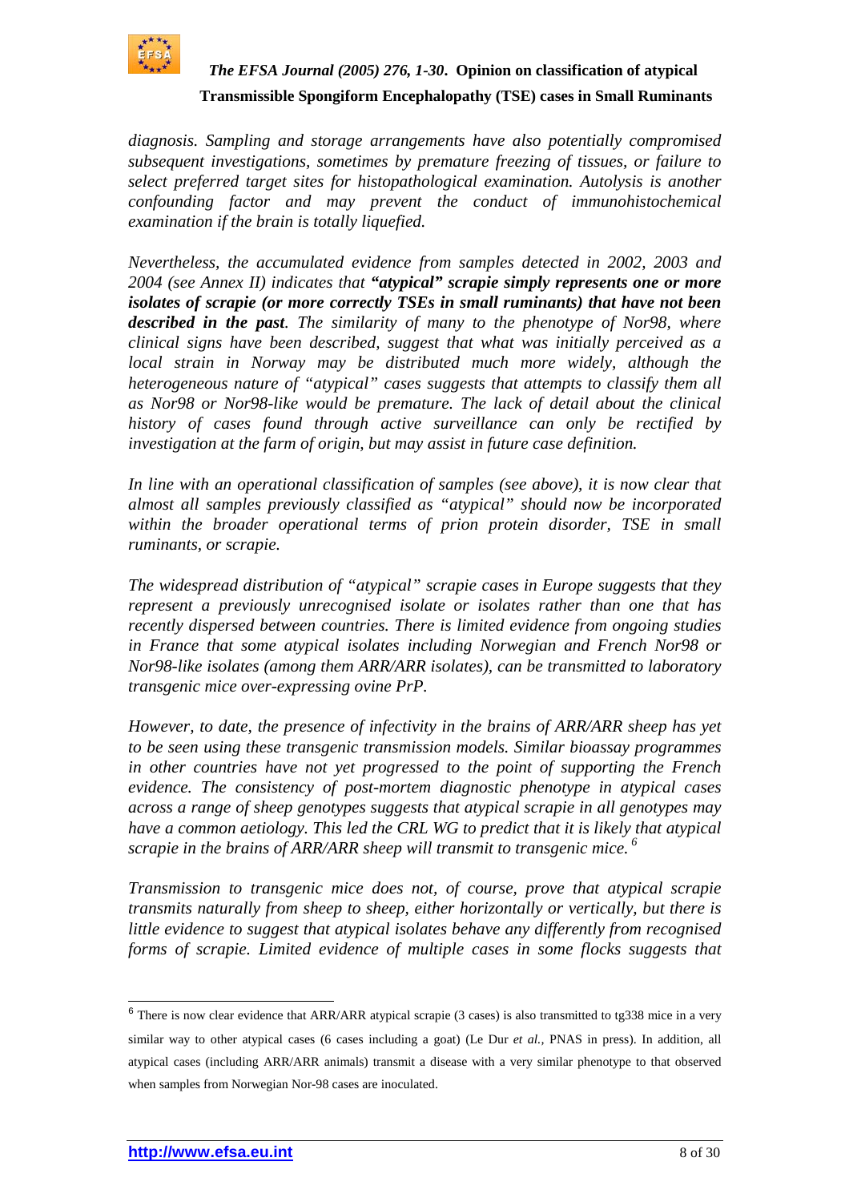*diagnosis. Sampling and storage arrangements have also potentially compromised subsequent investigations, sometimes by premature freezing of tissues, or failure to select preferred target sites for histopathological examination. Autolysis is another confounding factor and may prevent the conduct of immunohistochemical examination if the brain is totally liquefied.*

*Nevertheless, the accumulated evidence from samples detected in 2002, 2003 and 2004 (see Annex II) indicates that **"atypical" scrapie simply represents one or more isolates of scrapie (or more correctly TSEs in small ruminants) that have not been described in the past**. The similarity of many to the phenotype of Nor98, where clinical signs have been described, suggest that what was initially perceived as a local strain in Norway may be distributed much more widely, although the heterogeneous nature of "atypical" cases suggests that attempts to classify them all as Nor98 or Nor98-like would be premature. The lack of detail about the clinical history of cases found through active surveillance can only be rectified by investigation at the farm of origin, but may assist in future case definition.*

*In line with an operational classification of samples (see above), it is now clear that almost all samples previously classified as "atypical" should now be incorporated within the broader operational terms of prion protein disorder, TSE in small ruminants, or scrapie.*

*The widespread distribution of "atypical" scrapie cases in Europe suggests that they represent a previously unrecognised isolate or isolates rather than one that has recently dispersed between countries. There is limited evidence from ongoing studies in France that some atypical isolates including Norwegian and French Nor98 or Nor98-like isolates (among them ARR/ARR isolates), can be transmitted to laboratory transgenic mice over-expressing ovine PrP.*

*However, to date, the presence of infectivity in the brains of ARR/ARR sheep has yet to be seen using these transgenic transmission models. Similar bioassay programmes in other countries have not yet progressed to the point of supporting the French evidence. The consistency of post-mortem diagnostic phenotype in atypical cases across a range of sheep genotypes suggests that atypical scrapie in all genotypes may have a common aetiology. This led the CRL WG to predict that it is likely that atypical scrapie in the brains of ARR/ARR sheep will transmit to transgenic mice.* [6]

*Transmission to transgenic mice does not, of course, prove that atypical scrapie transmits naturally from sheep to sheep, either horizontally or vertically, but there is little evidence to suggest that atypical isolates behave any differently from recognised forms of scrapie. Limited evidence of multiple cases in some flocks suggests that*

---

[6] There is now clear evidence that ARR/ARR atypical scrapie (3 cases) is also transmitted to tg338 mice in a very similar way to other atypical cases (6 cases including a goat) (Le Dur *et al.*, PNAS in press). In addition, all atypical cases (including ARR/ARR animals) transmit a disease with a very similar phenotype to that observed when samples from Norwegian Nor-98 cases are inoculated.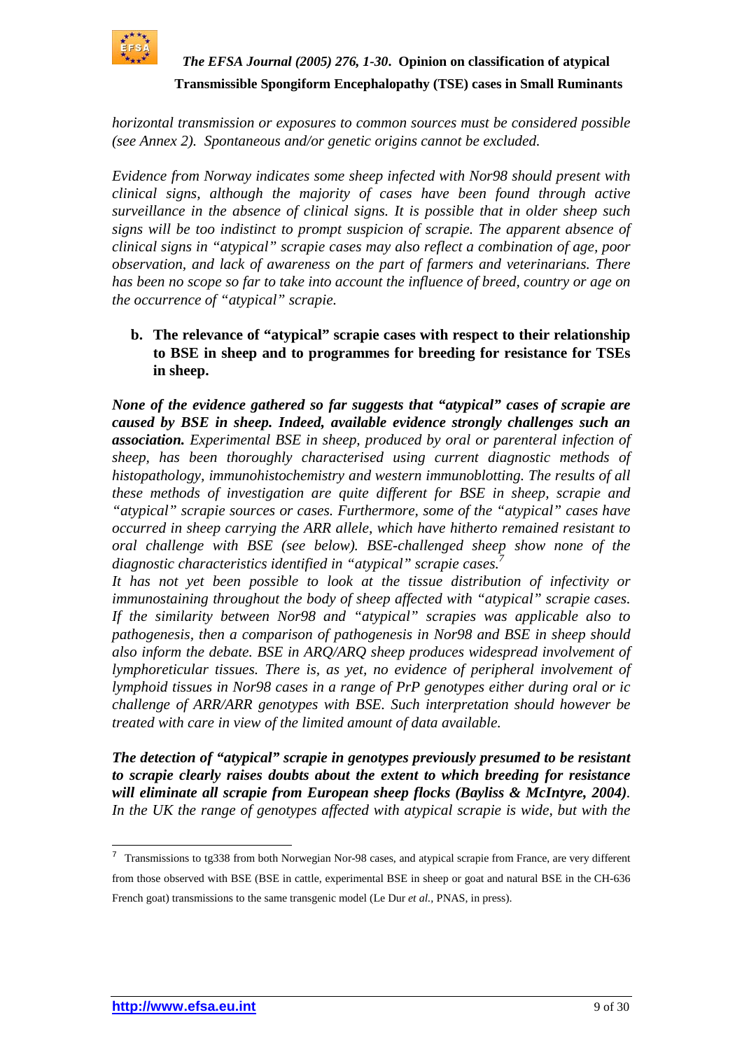*horizontal transmission or exposures to common sources must be considered possible (see Annex 2). Spontaneous and/or genetic origins cannot be excluded.*

*Evidence from Norway indicates some sheep infected with Nor98 should present with clinical signs, although the majority of cases have been found through active surveillance in the absence of clinical signs. It is possible that in older sheep such signs will be too indistinct to prompt suspicion of scrapie. The apparent absence of clinical signs in "atypical" scrapie cases may also reflect a combination of age, poor observation, and lack of awareness on the part of farmers and veterinarians. There has been no scope so far to take into account the influence of breed, country or age on the occurrence of "atypical" scrapie.*

**b. The relevance of "atypical" scrapie cases with respect to their relationship to BSE in sheep and to programmes for breeding for resistance for TSEs in sheep.**

***None of the evidence gathered so far suggests that "atypical" cases of scrapie are caused by BSE in sheep. Indeed, available evidence strongly challenges such an association.*** *Experimental BSE in sheep, produced by oral or parenteral infection of sheep, has been thoroughly characterised using current diagnostic methods of histopathology, immunohistochemistry and western immunoblotting. The results of all these methods of investigation are quite different for BSE in sheep, scrapie and "atypical" scrapie sources or cases. Furthermore, some of the "atypical" cases have occurred in sheep carrying the ARR allele, which have hitherto remained resistant to oral challenge with BSE (see below). BSE-challenged sheep show none of the diagnostic characteristics identified in "atypical" scrapie cases.*[7]
*It has not yet been possible to look at the tissue distribution of infectivity or immunostaining throughout the body of sheep affected with "atypical" scrapie cases. If the similarity between Nor98 and "atypical" scrapies was applicable also to pathogenesis, then a comparison of pathogenesis in Nor98 and BSE in sheep should also inform the debate. BSE in ARQ/ARQ sheep produces widespread involvement of lymphoreticular tissues. There is, as yet, no evidence of peripheral involvement of lymphoid tissues in Nor98 cases in a range of PrP genotypes either during oral or ic challenge of ARR/ARR genotypes with BSE. Such interpretation should however be treated with care in view of the limited amount of data available.*

***The detection of "atypical" scrapie in genotypes previously presumed to be resistant to scrapie clearly raises doubts about the extent to which breeding for resistance will eliminate all scrapie from European sheep flocks (Bayliss & McIntyre, 2004)****. In the UK the range of genotypes affected with atypical scrapie is wide, but with the*

---

[7] Transmissions to tg338 from both Norwegian Nor-98 cases, and atypical scrapie from France, are very different from those observed with BSE (BSE in cattle, experimental BSE in sheep or goat and natural BSE in the CH-636 French goat) transmissions to the same transgenic model (Le Dur *et al.,* PNAS, in press).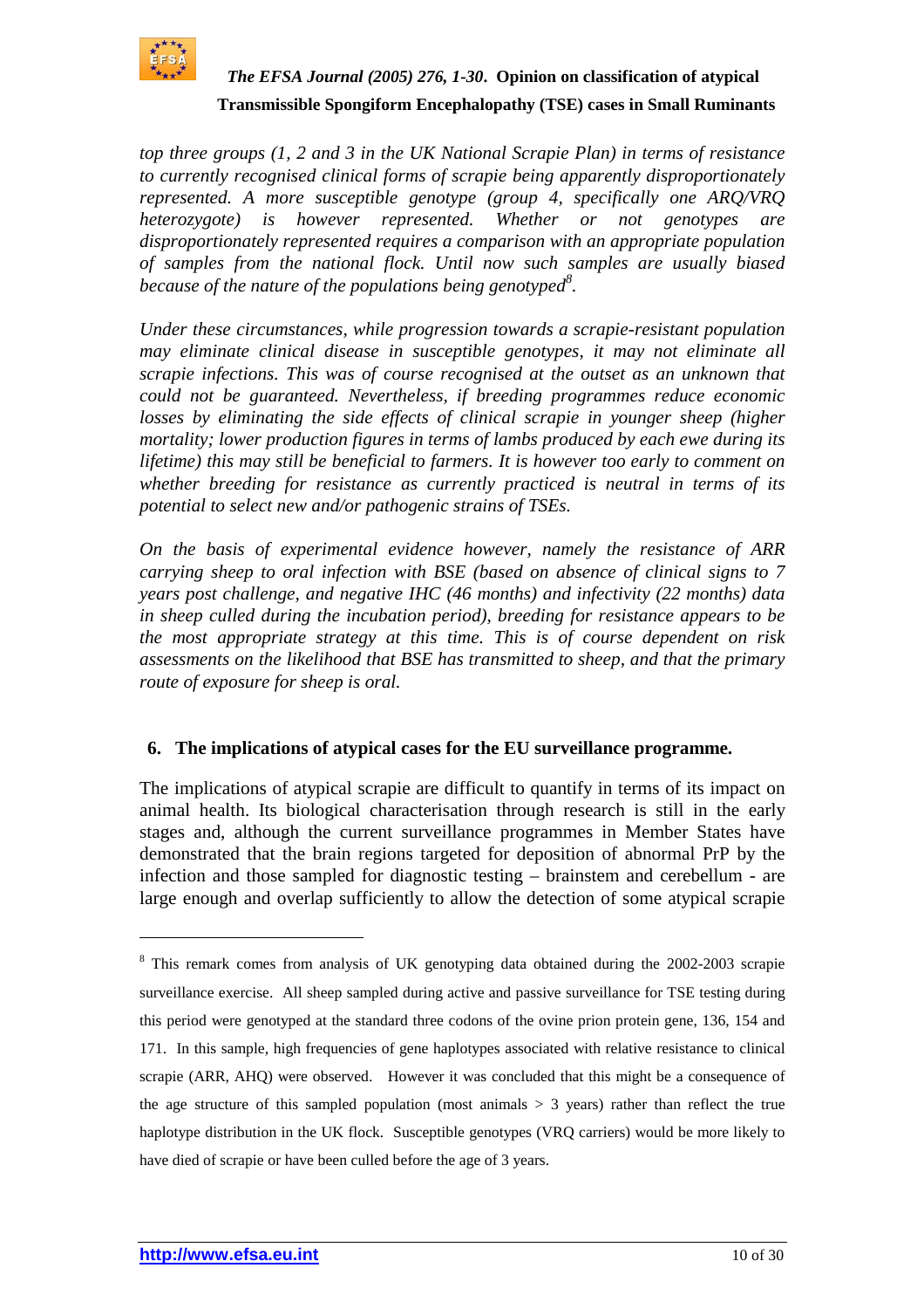*top three groups (1, 2 and 3 in the UK National Scrapie Plan) in terms of resistance to currently recognised clinical forms of scrapie being apparently disproportionately represented. A more susceptible genotype (group 4, specifically one ARQ/VRQ heterozygote) is however represented. Whether or not genotypes are disproportionately represented requires a comparison with an appropriate population of samples from the national flock. Until now such samples are usually biased because of the nature of the populations being genotyped*[8]*.*

*Under these circumstances, while progression towards a scrapie-resistant population may eliminate clinical disease in susceptible genotypes, it may not eliminate all scrapie infections. This was of course recognised at the outset as an unknown that could not be guaranteed. Nevertheless, if breeding programmes reduce economic losses by eliminating the side effects of clinical scrapie in younger sheep (higher mortality; lower production figures in terms of lambs produced by each ewe during its lifetime) this may still be beneficial to farmers. It is however too early to comment on whether breeding for resistance as currently practiced is neutral in terms of its potential to select new and/or pathogenic strains of TSEs.*

*On the basis of experimental evidence however, namely the resistance of ARR carrying sheep to oral infection with BSE (based on absence of clinical signs to 7 years post challenge, and negative IHC (46 months) and infectivity (22 months) data in sheep culled during the incubation period), breeding for resistance appears to be the most appropriate strategy at this time. This is of course dependent on risk assessments on the likelihood that BSE has transmitted to sheep, and that the primary route of exposure for sheep is oral.*

## 6. The implications of atypical cases for the EU surveillance programme.

The implications of atypical scrapie are difficult to quantify in terms of its impact on animal health. Its biological characterisation through research is still in the early stages and, although the current surveillance programmes in Member States have demonstrated that the brain regions targeted for deposition of abnormal PrP by the infection and those sampled for diagnostic testing – brainstem and cerebellum - are large enough and overlap sufficiently to allow the detection of some atypical scrapie

---

[8] This remark comes from analysis of UK genotyping data obtained during the 2002-2003 scrapie surveillance exercise. All sheep sampled during active and passive surveillance for TSE testing during this period were genotyped at the standard three codons of the ovine prion protein gene, 136, 154 and 171. In this sample, high frequencies of gene haplotypes associated with relative resistance to clinical scrapie (ARR, AHQ) were observed. However it was concluded that this might be a consequence of the age structure of this sampled population (most animals > 3 years) rather than reflect the true haplotype distribution in the UK flock. Susceptible genotypes (VRQ carriers) would be more likely to have died of scrapie or have been culled before the age of 3 years.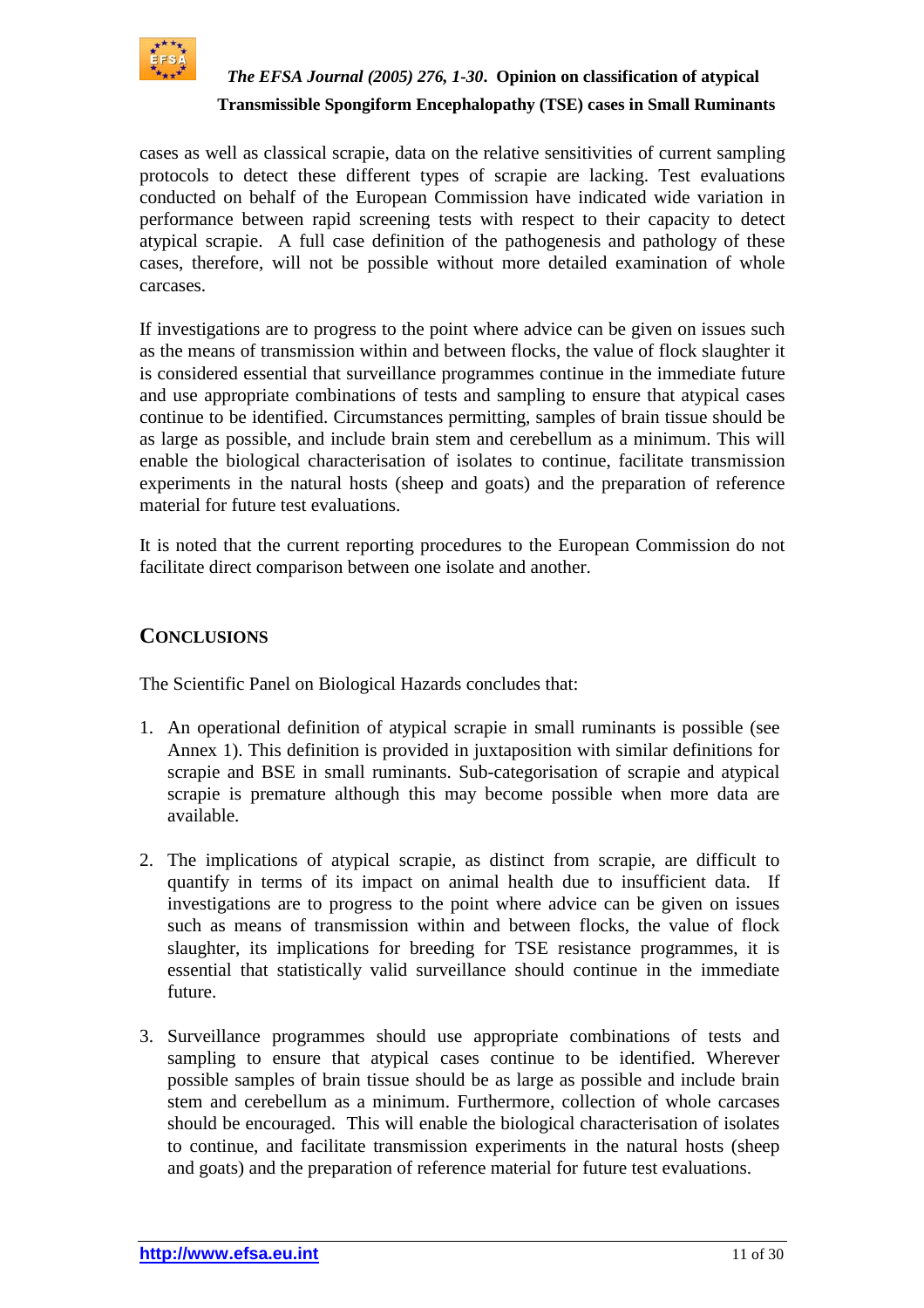cases as well as classical scrapie, data on the relative sensitivities of current sampling protocols to detect these different types of scrapie are lacking. Test evaluations conducted on behalf of the European Commission have indicated wide variation in performance between rapid screening tests with respect to their capacity to detect atypical scrapie. A full case definition of the pathogenesis and pathology of these cases, therefore, will not be possible without more detailed examination of whole carcases.

If investigations are to progress to the point where advice can be given on issues such as the means of transmission within and between flocks, the value of flock slaughter it is considered essential that surveillance programmes continue in the immediate future and use appropriate combinations of tests and sampling to ensure that atypical cases continue to be identified. Circumstances permitting, samples of brain tissue should be as large as possible, and include brain stem and cerebellum as a minimum. This will enable the biological characterisation of isolates to continue, facilitate transmission experiments in the natural hosts (sheep and goats) and the preparation of reference material for future test evaluations.

It is noted that the current reporting procedures to the European Commission do not facilitate direct comparison between one isolate and another.

## CONCLUSIONS

The Scientific Panel on Biological Hazards concludes that:

1. An operational definition of atypical scrapie in small ruminants is possible (see Annex 1). This definition is provided in juxtaposition with similar definitions for scrapie and BSE in small ruminants. Sub-categorisation of scrapie and atypical scrapie is premature although this may become possible when more data are available.

2. The implications of atypical scrapie, as distinct from scrapie, are difficult to quantify in terms of its impact on animal health due to insufficient data. If investigations are to progress to the point where advice can be given on issues such as means of transmission within and between flocks, the value of flock slaughter, its implications for breeding for TSE resistance programmes, it is essential that statistically valid surveillance should continue in the immediate future.

3. Surveillance programmes should use appropriate combinations of tests and sampling to ensure that atypical cases continue to be identified. Wherever possible samples of brain tissue should be as large as possible and include brain stem and cerebellum as a minimum. Furthermore, collection of whole carcases should be encouraged. This will enable the biological characterisation of isolates to continue, and facilitate transmission experiments in the natural hosts (sheep and goats) and the preparation of reference material for future test evaluations.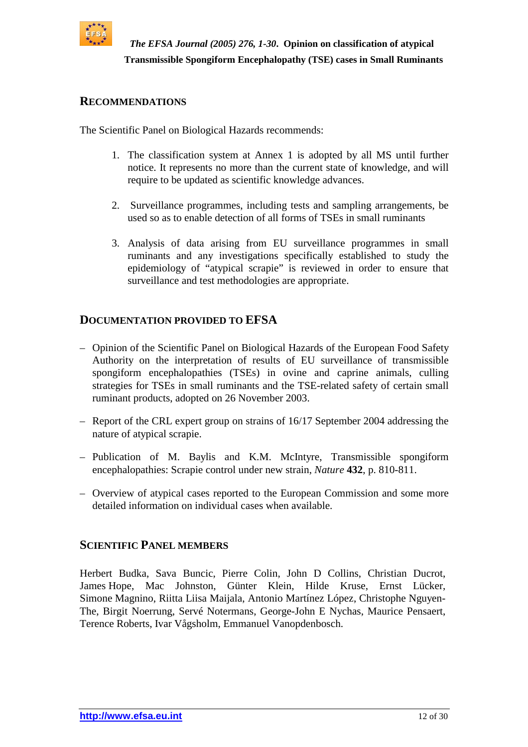## RECOMMENDATIONS

The Scientific Panel on Biological Hazards recommends:

1. The classification system at Annex 1 is adopted by all MS until further notice. It represents no more than the current state of knowledge, and will require to be updated as scientific knowledge advances.

2. Surveillance programmes, including tests and sampling arrangements, be used so as to enable detection of all forms of TSEs in small ruminants

3. Analysis of data arising from EU surveillance programmes in small ruminants and any investigations specifically established to study the epidemiology of "atypical scrapie" is reviewed in order to ensure that surveillance and test methodologies are appropriate.

## DOCUMENTATION PROVIDED TO EFSA

– Opinion of the Scientific Panel on Biological Hazards of the European Food Safety Authority on the interpretation of results of EU surveillance of transmissible spongiform encephalopathies (TSEs) in ovine and caprine animals, culling strategies for TSEs in small ruminants and the TSE-related safety of certain small ruminant products, adopted on 26 November 2003.

– Report of the CRL expert group on strains of 16/17 September 2004 addressing the nature of atypical scrapie.

– Publication of M. Baylis and K.M. McIntyre, Transmissible spongiform encephalopathies: Scrapie control under new strain, *Nature* **432**, p. 810-811.

– Overview of atypical cases reported to the European Commission and some more detailed information on individual cases when available.

## SCIENTIFIC PANEL MEMBERS

Herbert Budka, Sava Buncic, Pierre Colin, John D Collins, Christian Ducrot, James Hope, Mac Johnston, Günter Klein, Hilde Kruse, Ernst Lücker, Simone Magnino, Riitta Liisa Maijala, Antonio Martínez López, Christophe Nguyen-The, Birgit Noerrung, Servé Notermans, George-John E Nychas, Maurice Pensaert, Terence Roberts, Ivar Vågsholm, Emmanuel Vanopdenbosch.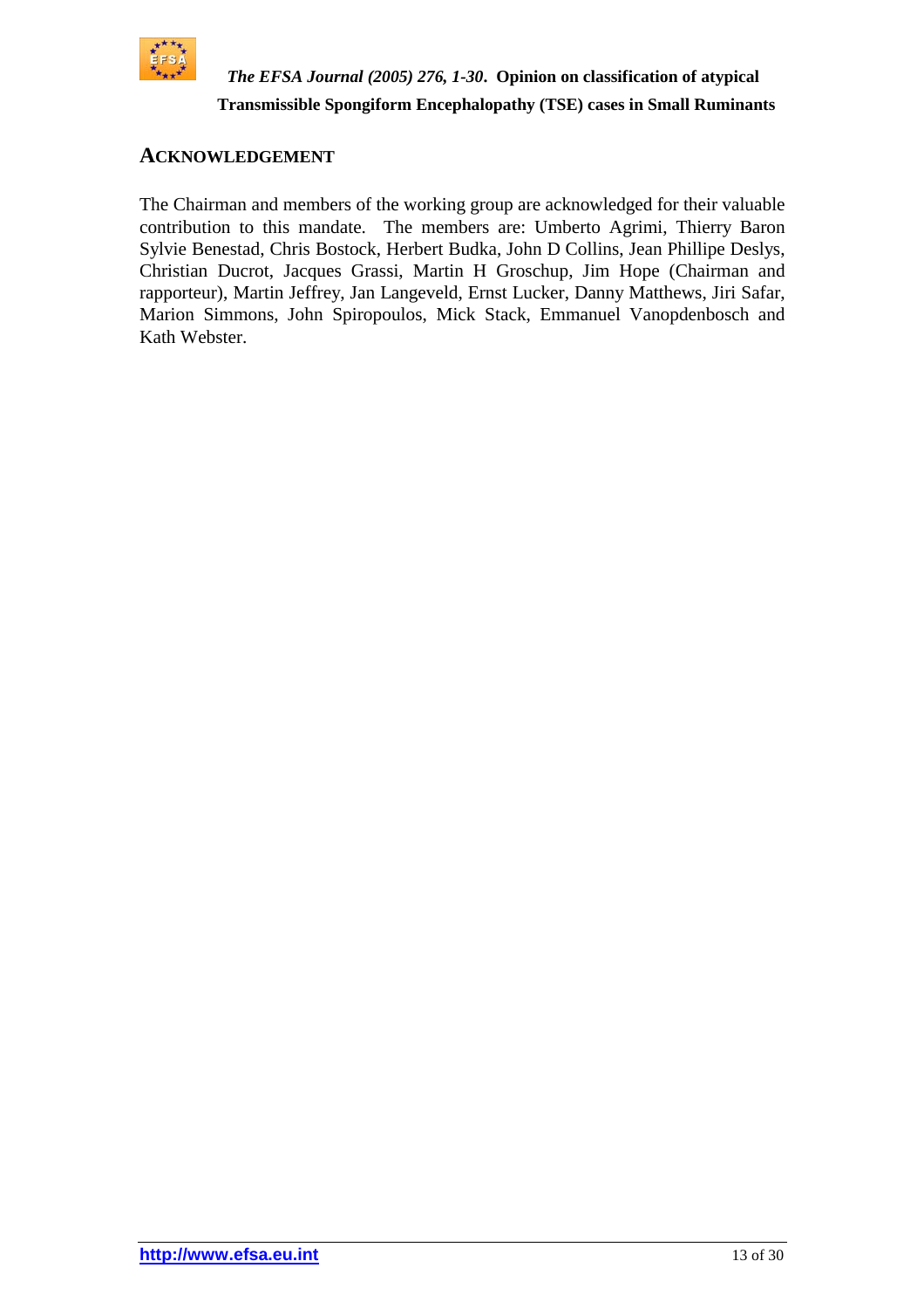## ACKNOWLEDGEMENT

The Chairman and members of the working group are acknowledged for their valuable contribution to this mandate. The members are: Umberto Agrimi, Thierry Baron Sylvie Benestad, Chris Bostock, Herbert Budka, John D Collins, Jean Phillipe Deslys, Christian Ducrot, Jacques Grassi, Martin H Groschup, Jim Hope (Chairman and rapporteur), Martin Jeffrey, Jan Langeveld, Ernst Lucker, Danny Matthews, Jiri Safar, Marion Simmons, John Spiropoulos, Mick Stack, Emmanuel Vanopdenbosch and Kath Webster.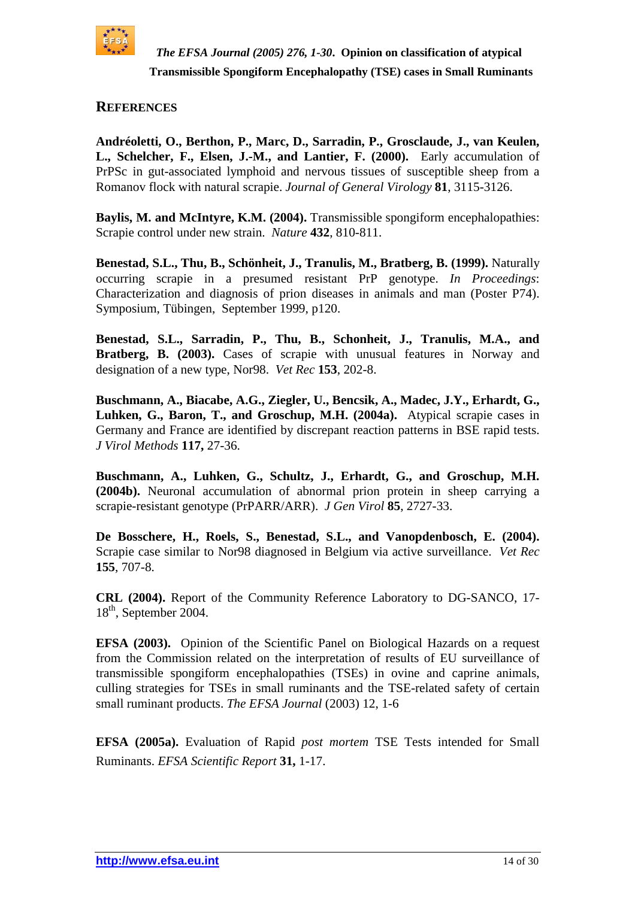## REFERENCES

**Andréoletti, O., Berthon, P., Marc, D., Sarradin, P., Grosclaude, J., van Keulen, L., Schelcher, F., Elsen, J.-M., and Lantier, F. (2000).** Early accumulation of PrPSc in gut-associated lymphoid and nervous tissues of susceptible sheep from a Romanov flock with natural scrapie. *Journal of General Virology* **81**, 3115-3126.

**Baylis, M. and McIntyre, K.M. (2004).** Transmissible spongiform encephalopathies: Scrapie control under new strain. *Nature* **432**, 810-811.

**Benestad, S.L., Thu, B., Schönheit, J., Tranulis, M., Bratberg, B. (1999).** Naturally occurring scrapie in a presumed resistant PrP genotype. *In Proceedings*: Characterization and diagnosis of prion diseases in animals and man (Poster P74). Symposium, Tübingen, September 1999, p120.

**Benestad, S.L., Sarradin, P., Thu, B., Schonheit, J., Tranulis, M.A., and Bratberg, B. (2003).** Cases of scrapie with unusual features in Norway and designation of a new type, Nor98. *Vet Rec* **153**, 202-8.

**Buschmann, A., Biacabe, A.G., Ziegler, U., Bencsik, A., Madec, J.Y., Erhardt, G., Luhken, G., Baron, T., and Groschup, M.H. (2004a).** Atypical scrapie cases in Germany and France are identified by discrepant reaction patterns in BSE rapid tests. *J Virol Methods* **117,** 27-36.

**Buschmann, A., Luhken, G., Schultz, J., Erhardt, G., and Groschup, M.H. (2004b).** Neuronal accumulation of abnormal prion protein in sheep carrying a scrapie-resistant genotype (PrPARR/ARR). *J Gen Virol* **85**, 2727-33.

**De Bosschere, H., Roels, S., Benestad, S.L., and Vanopdenbosch, E. (2004).** Scrapie case similar to Nor98 diagnosed in Belgium via active surveillance. *Vet Rec* **155**, 707-8.

**CRL (2004).** Report of the Community Reference Laboratory to DG-SANCO, 17-18th, September 2004.

**EFSA (2003).** Opinion of the Scientific Panel on Biological Hazards on a request from the Commission related on the interpretation of results of EU surveillance of transmissible spongiform encephalopathies (TSEs) in ovine and caprine animals, culling strategies for TSEs in small ruminants and the TSE-related safety of certain small ruminant products. *The EFSA Journal* (2003) 12, 1-6

**EFSA (2005a).** Evaluation of Rapid *post mortem* TSE Tests intended for Small Ruminants. *EFSA Scientific Report* **31,** 1-17.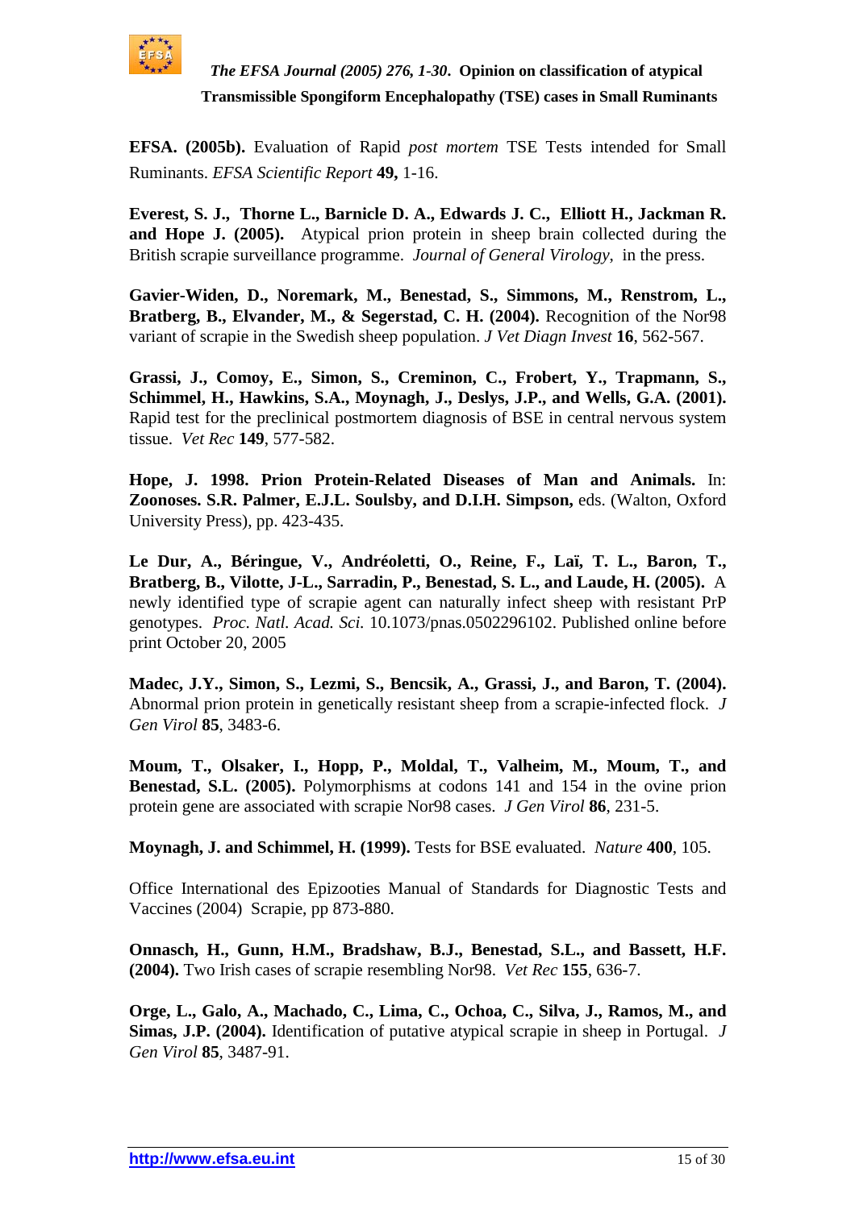**EFSA. (2005b).** Evaluation of Rapid *post mortem* TSE Tests intended for Small Ruminants. *EFSA Scientific Report* **49,** 1-16.

**Everest, S. J., Thorne L., Barnicle D. A., Edwards J. C., Elliott H., Jackman R. and Hope J. (2005).** Atypical prion protein in sheep brain collected during the British scrapie surveillance programme. *Journal of General Virology*, in the press.

**Gavier-Widen, D., Noremark, M., Benestad, S., Simmons, M., Renstrom, L., Bratberg, B., Elvander, M., & Segerstad, C. H. (2004).** Recognition of the Nor98 variant of scrapie in the Swedish sheep population. *J Vet Diagn Invest* **16**, 562-567.

**Grassi, J., Comoy, E., Simon, S., Creminon, C., Frobert, Y., Trapmann, S., Schimmel, H., Hawkins, S.A., Moynagh, J., Deslys, J.P., and Wells, G.A. (2001).** Rapid test for the preclinical postmortem diagnosis of BSE in central nervous system tissue. *Vet Rec* **149**, 577-582.

**Hope, J. 1998. Prion Protein-Related Diseases of Man and Animals.** In: **Zoonoses. S.R. Palmer, E.J.L. Soulsby, and D.I.H. Simpson,** eds. (Walton, Oxford University Press), pp. 423-435.

**Le Dur, A., Béringue, V., Andréoletti, O., Reine, F., Laï, T. L., Baron, T., Bratberg, B., Vilotte, J-L., Sarradin, P., Benestad, S. L., and Laude, H. (2005).** A newly identified type of scrapie agent can naturally infect sheep with resistant PrP genotypes. *Proc. Natl. Acad. Sci.* 10.1073/pnas.0502296102. Published online before print October 20, 2005

**Madec, J.Y., Simon, S., Lezmi, S., Bencsik, A., Grassi, J., and Baron, T. (2004).** Abnormal prion protein in genetically resistant sheep from a scrapie-infected flock. *J Gen Virol* **85**, 3483-6.

**Moum, T., Olsaker, I., Hopp, P., Moldal, T., Valheim, M., Moum, T., and Benestad, S.L. (2005).** Polymorphisms at codons 141 and 154 in the ovine prion protein gene are associated with scrapie Nor98 cases. *J Gen Virol* **86**, 231-5.

**Moynagh, J. and Schimmel, H. (1999).** Tests for BSE evaluated. *Nature* **400**, 105.

Office International des Epizooties Manual of Standards for Diagnostic Tests and Vaccines (2004) Scrapie, pp 873-880.

**Onnasch, H., Gunn, H.M., Bradshaw, B.J., Benestad, S.L., and Bassett, H.F. (2004).** Two Irish cases of scrapie resembling Nor98. *Vet Rec* **155**, 636-7.

**Orge, L., Galo, A., Machado, C., Lima, C., Ochoa, C., Silva, J., Ramos, M., and Simas, J.P. (2004).** Identification of putative atypical scrapie in sheep in Portugal. *J Gen Virol* **85**, 3487-91.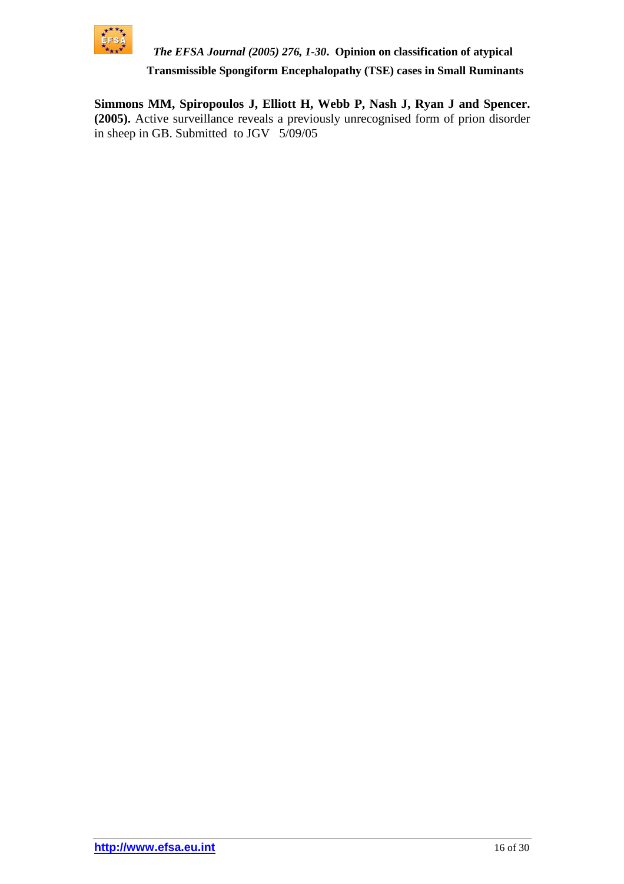**Simmons MM, Spiropoulos J, Elliott H, Webb P, Nash J, Ryan J and Spencer. (2005).** Active surveillance reveals a previously unrecognised form of prion disorder in sheep in GB. Submitted to JGV 5/09/05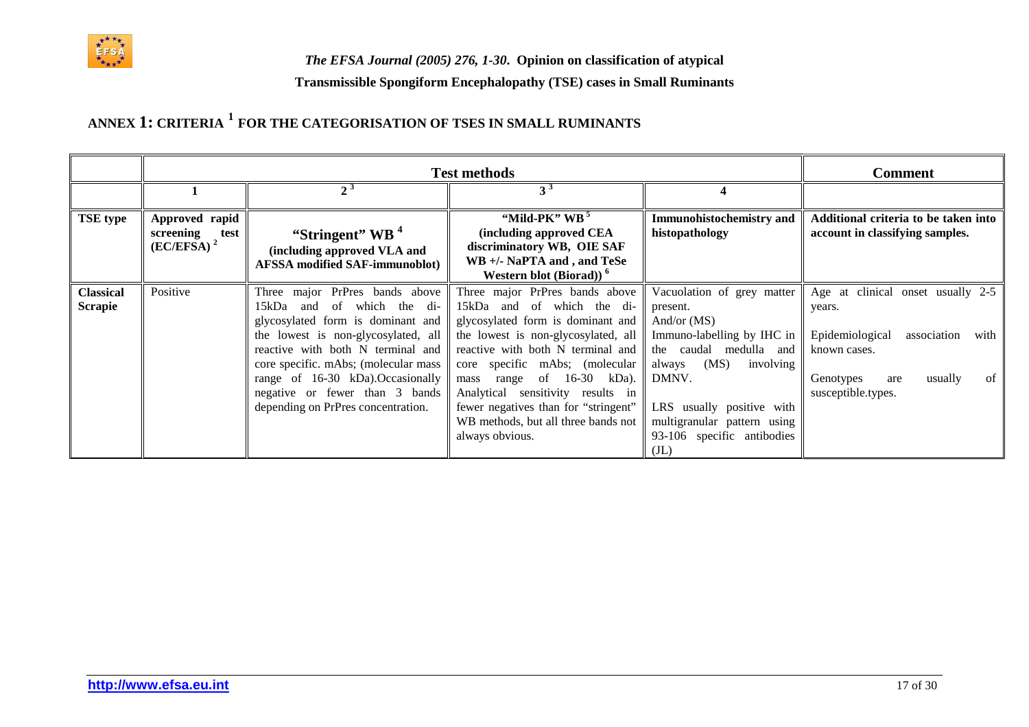## ANNEX 1: CRITERIA [1] FOR THE CATEGORISATION OF TSES IN SMALL RUMINANTS

| | Test methods | | | | Comment |
|---|---|---|---|---|---|
| | 1 | 2 [3] | 3 [3] | 4 | |
| **TSE type** | **Approved rapid screening test (EC/EFSA)** [2] | **"Stringent" WB** [4] **(including approved VLA and AFSSA modified SAF-immunoblot)** | **"Mild-PK" WB** [5] **(including approved CEA discriminatory WB, OIE SAF WB +/- NaPTA and , and TeSe Western blot (Biorad))** [6] | **Immunohistochemistry and histopathology** | **Additional criteria to be taken into account in classifying samples.** |
| **Classical Scrapie** | Positive | Three major PrPres bands above 15kDa and of which the di-glycosylated form is dominant and the lowest is non-glycosylated, all reactive with both N terminal and core specific. mAbs; (molecular mass range of 16-30 kDa).Occasionally negative or fewer than 3 bands depending on PrPres concentration. | Three major PrPres bands above 15kDa and of which the di-glycosylated form is dominant and the lowest is non-glycosylated, all reactive with both N terminal and core specific mAbs; (molecular mass range of 16-30 kDa). Analytical sensitivity results in fewer negatives than for "stringent" WB methods, but all three bands not always obvious. | Vacuolation of grey matter present. And/or (MS) Immuno-labelling by IHC in the caudal medulla and always (MS) involving DMNV. LRS usually positive with multigranular pattern using 93-106 specific antibodies (JL) | Age at clinical onset usually 2-5 years. Epidemiological association with known cases. Genotypes are usually of susceptible.types. |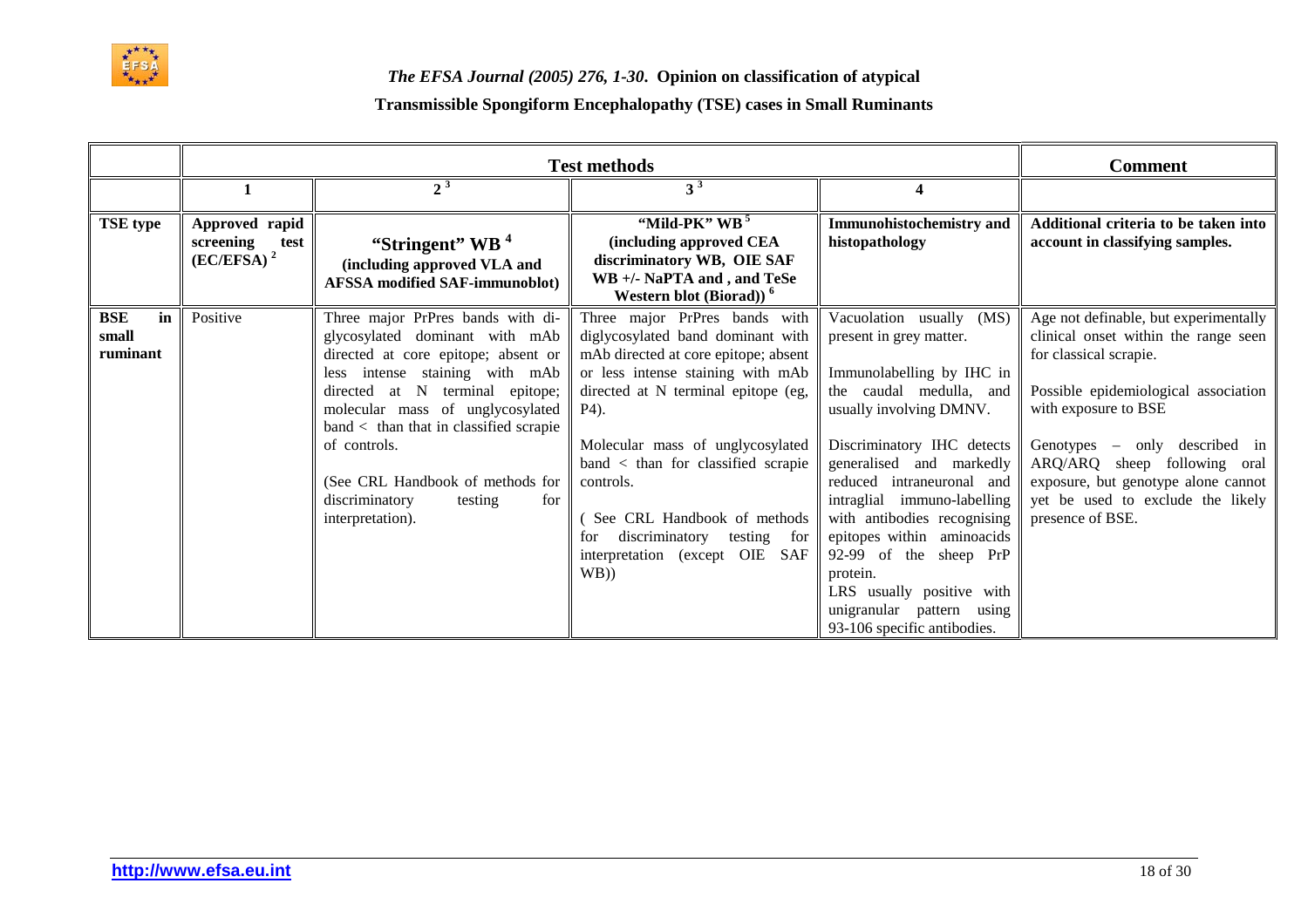| | Test methods | | | | Comment |
|---|---|---|---|---|---|
| | 1 | 2 [3] | 3 [3] | 4 | |
| **TSE type** | **Approved rapid screening test (EC/EFSA) [2]** | **"Stringent" WB [4] (including approved VLA and AFSSA modified SAF-immunoblot)** | **"Mild-PK" WB [5] (including approved CEA discriminatory WB, OIE SAF WB +/- NaPTA and , and TeSe Western blot (Biorad)) [6]** | **Immunohistochemistry and histopathology** | **Additional criteria to be taken into account in classifying samples.** |
| **BSE in small ruminant** | Positive | Three major PrPres bands with di-glycosylated dominant with mAb directed at core epitope; absent or less intense staining with mAb directed at N terminal epitope; molecular mass of unglycosylated band < than that in classified scrapie of controls.<br><br>(See CRL Handbook of methods for discriminatory testing for interpretation). | Three major PrPres bands with diglycosylated band dominant with mAb directed at core epitope; absent or less intense staining with mAb directed at N terminal epitope (eg, P4).<br><br>Molecular mass of unglycosylated band < than for classified scrapie controls.<br><br>( See CRL Handbook of methods for discriminatory testing for interpretation (except OIE SAF WB)) | Vacuolation usually (MS) present in grey matter.<br><br>Immunolabelling by IHC in the caudal medulla, and usually involving DMNV.<br><br>Discriminatory IHC detects generalised and markedly reduced intraneuronal and intraglial immuno-labelling with antibodies recognising epitopes within aminoacids 92-99 of the sheep PrP protein.<br>LRS usually positive with unigranular pattern using 93-106 specific antibodies. | Age not definable, but experimentally clinical onset within the range seen for classical scrapie.<br><br>Possible epidemiological association with exposure to BSE<br><br>Genotypes – only described in ARQ/ARQ sheep following oral exposure, but genotype alone cannot yet be used to exclude the likely presence of BSE. |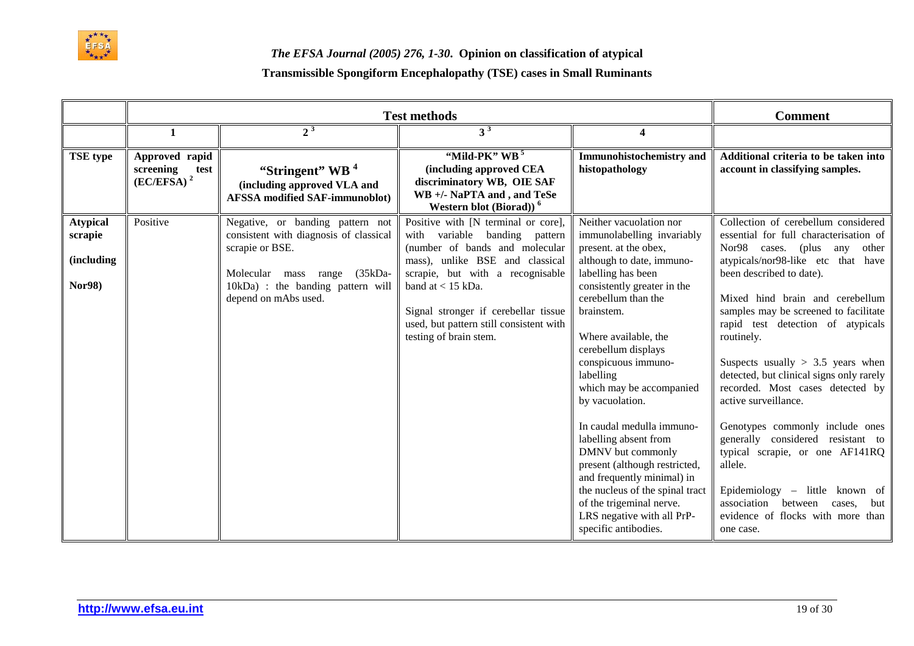| | Test methods | | | | Comment |
|---|---|---|---|---|---|
| | 1 | 2 [3] | 3 [3] | 4 | |
| **TSE type** | **Approved rapid screening test (EC/EFSA)** [2] | **"Stringent" WB** [4] **(including approved VLA and AFSSA modified SAF-immunoblot)** | **"Mild-PK" WB** [5] **(including approved CEA discriminatory WB, OIE SAF WB +/- NaPTA and , and TeSe Western blot (Biorad))** [6] | **Immunohistochemistry and histopathology** | **Additional criteria to be taken into account in classifying samples.** |
| **Atypical scrapie (including Nor98)** | Positive | Negative, or banding pattern not consistent with diagnosis of classical scrapie or BSE.<br><br>Molecular mass range (35kDa-10kDa) : the banding pattern will depend on mAbs used. | Positive with [N terminal or core], with variable banding pattern (number of bands and molecular mass), unlike BSE and classical scrapie, but with a recognisable band at < 15 kDa.<br><br>Signal stronger if cerebellar tissue used, but pattern still consistent with testing of brain stem. | Neither vacuolation nor immunolabelling invariably present. at the obex, although to date, immuno-labelling has been consistently greater in the cerebellum than the brainstem.<br><br>Where available, the cerebellum displays conspicuous immuno-labelling which may be accompanied by vacuolation.<br><br>In caudal medulla immuno-labelling absent from DMNV but commonly present (although restricted, and frequently minimal) in the nucleus of the spinal tract of the trigeminal nerve. LRS negative with all PrP-specific antibodies. | Collection of cerebellum considered essential for full characterisation of Nor98 cases. (plus any other atypicals/nor98-like etc that have been described to date).<br><br>Mixed hind brain and cerebellum samples may be screened to facilitate rapid test detection of atypicals routinely.<br><br>Suspects usually > 3.5 years when detected, but clinical signs only rarely recorded. Most cases detected by active surveillance.<br><br>Genotypes commonly include ones generally considered resistant to typical scrapie, or one AF141RQ allele.<br><br>Epidemiology – little known of association between cases, but evidence of flocks with more than one case. |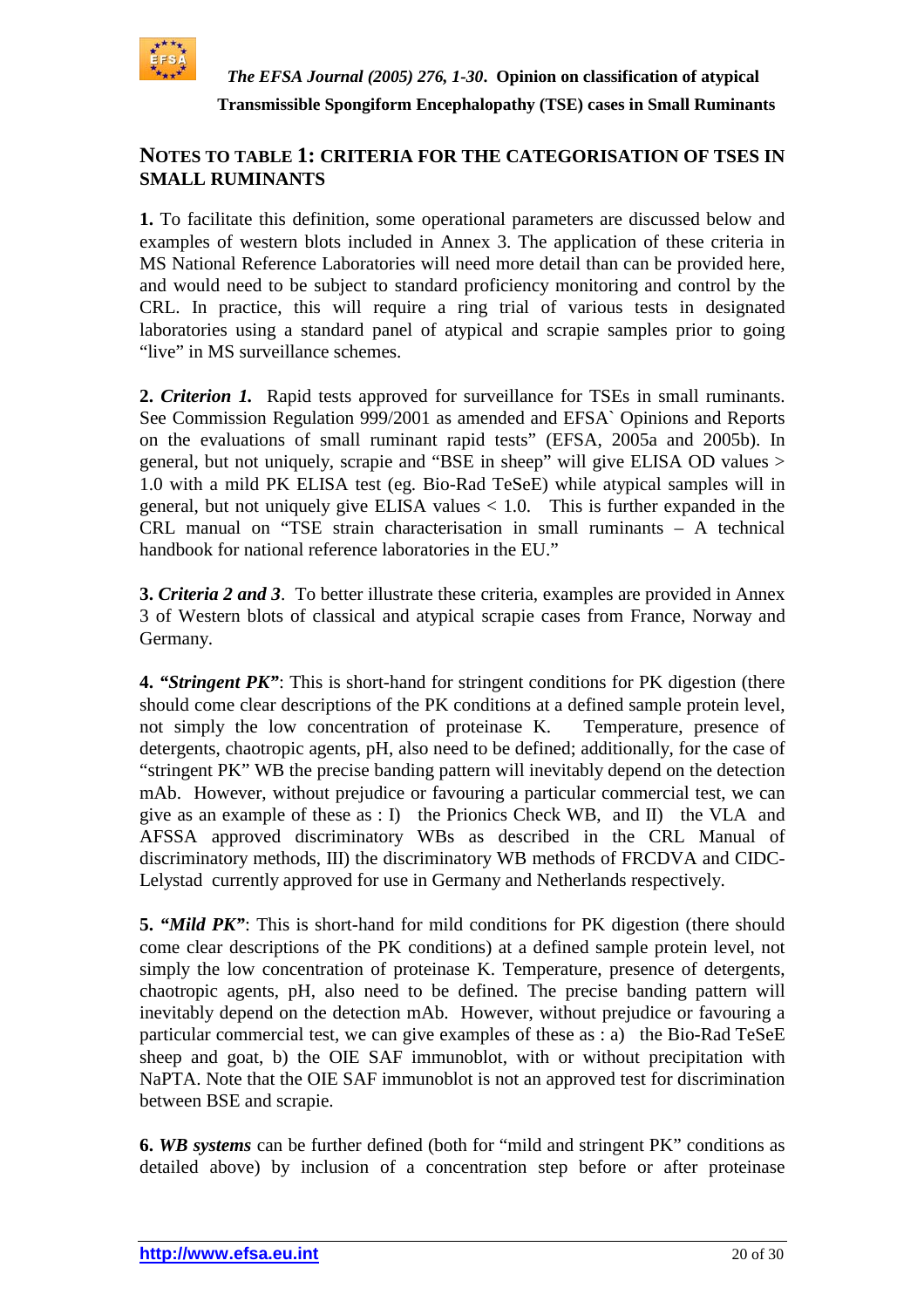## NOTES TO TABLE 1: CRITERIA FOR THE CATEGORISATION OF TSES IN SMALL RUMINANTS

**1.** To facilitate this definition, some operational parameters are discussed below and examples of western blots included in Annex 3. The application of these criteria in MS National Reference Laboratories will need more detail than can be provided here, and would need to be subject to standard proficiency monitoring and control by the CRL. In practice, this will require a ring trial of various tests in designated laboratories using a standard panel of atypical and scrapie samples prior to going "live" in MS surveillance schemes.

**2.** ***Criterion 1.*** Rapid tests approved for surveillance for TSEs in small ruminants. See Commission Regulation 999/2001 as amended and EFSA` Opinions and Reports on the evaluations of small ruminant rapid tests" (EFSA, 2005a and 2005b). In general, but not uniquely, scrapie and "BSE in sheep" will give ELISA OD values > 1.0 with a mild PK ELISA test (eg. Bio-Rad TeSeE) while atypical samples will in general, but not uniquely give ELISA values < 1.0. This is further expanded in the CRL manual on "TSE strain characterisation in small ruminants – A technical handbook for national reference laboratories in the EU."

**3.** ***Criteria 2 and 3***. To better illustrate these criteria, examples are provided in Annex 3 of Western blots of classical and atypical scrapie cases from France, Norway and Germany.

**4.** ***"Stringent PK"***: This is short-hand for stringent conditions for PK digestion (there should come clear descriptions of the PK conditions at a defined sample protein level, not simply the low concentration of proteinase K. Temperature, presence of detergents, chaotropic agents, pH, also need to be defined; additionally, for the case of "stringent PK" WB the precise banding pattern will inevitably depend on the detection mAb. However, without prejudice or favouring a particular commercial test, we can give as an example of these as : I) the Prionics Check WB, and II) the VLA and AFSSA approved discriminatory WBs as described in the CRL Manual of discriminatory methods, III) the discriminatory WB methods of FRCDVA and CIDC-Lelystad currently approved for use in Germany and Netherlands respectively.

**5.** ***"Mild PK"***: This is short-hand for mild conditions for PK digestion (there should come clear descriptions of the PK conditions) at a defined sample protein level, not simply the low concentration of proteinase K. Temperature, presence of detergents, chaotropic agents, pH, also need to be defined. The precise banding pattern will inevitably depend on the detection mAb. However, without prejudice or favouring a particular commercial test, we can give examples of these as : a) the Bio-Rad TeSeE sheep and goat, b) the OIE SAF immunoblot, with or without precipitation with NaPTA. Note that the OIE SAF immunoblot is not an approved test for discrimination between BSE and scrapie.

**6.** ***WB systems*** can be further defined (both for "mild and stringent PK" conditions as detailed above) by inclusion of a concentration step before or after proteinase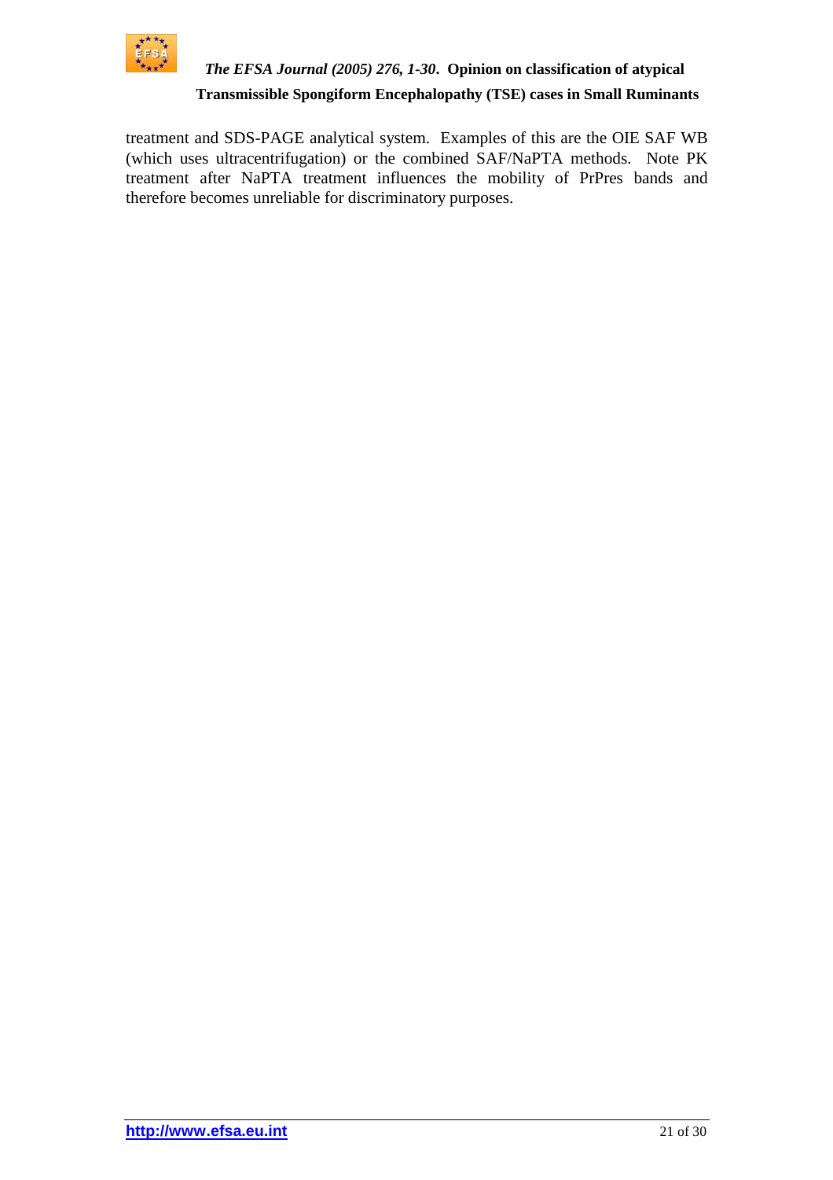treatment and SDS-PAGE analytical system. Examples of this are the OIE SAF WB (which uses ultracentrifugation) or the combined SAF/NaPTA methods. Note PK treatment after NaPTA treatment influences the mobility of PrPres bands and therefore becomes unreliable for discriminatory purposes.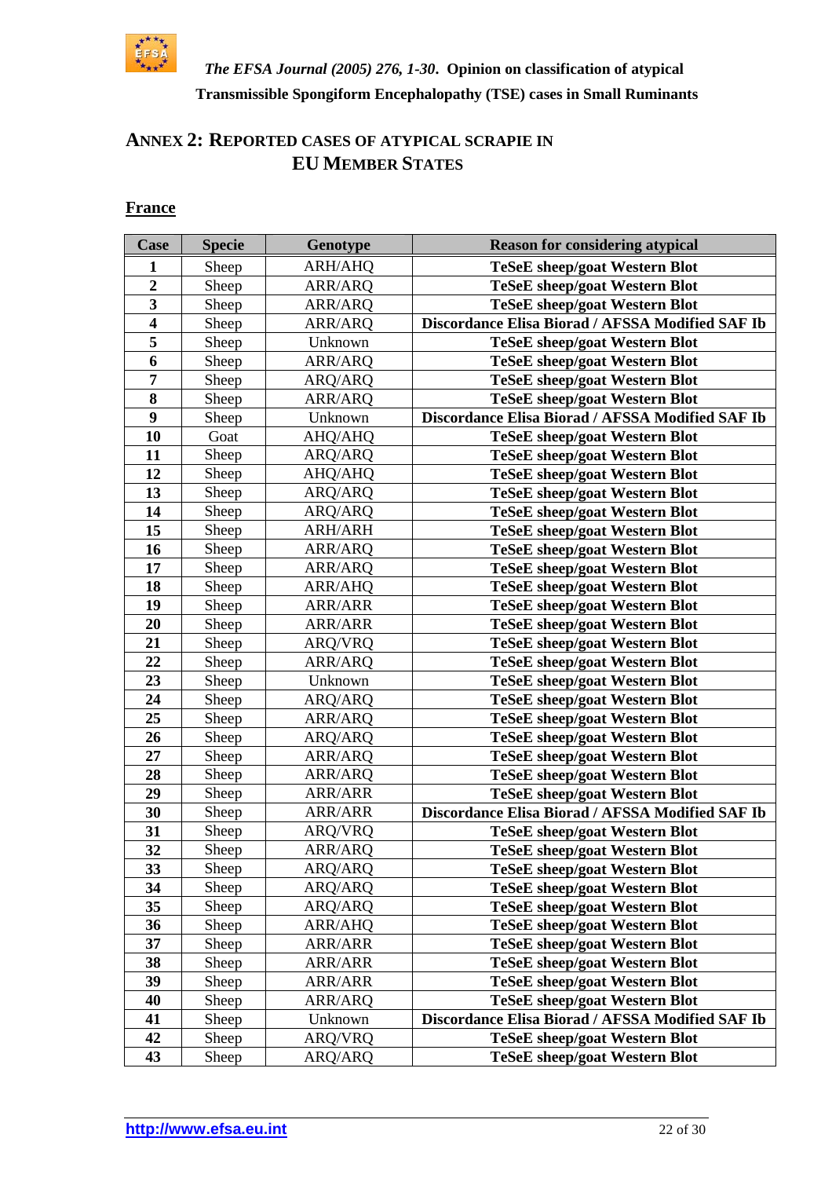## ANNEX 2: REPORTED CASES OF ATYPICAL SCRAPIE IN EU MEMBER STATES

**France**

| Case | Specie | Genotype | Reason for considering atypical |
|---|---|---|---|
| **1** | Sheep | ARH/AHQ | **TeSeE sheep/goat Western Blot** |
| **2** | Sheep | ARR/ARQ | **TeSeE sheep/goat Western Blot** |
| **3** | Sheep | ARR/ARQ | **TeSeE sheep/goat Western Blot** |
| **4** | Sheep | ARR/ARQ | **Discordance Elisa Biorad / AFSSA Modified SAF Ib** |
| **5** | Sheep | Unknown | **TeSeE sheep/goat Western Blot** |
| **6** | Sheep | ARR/ARQ | **TeSeE sheep/goat Western Blot** |
| **7** | Sheep | ARQ/ARQ | **TeSeE sheep/goat Western Blot** |
| **8** | Sheep | ARR/ARQ | **TeSeE sheep/goat Western Blot** |
| **9** | Sheep | Unknown | **Discordance Elisa Biorad / AFSSA Modified SAF Ib** |
| **10** | Goat | AHQ/AHQ | **TeSeE sheep/goat Western Blot** |
| **11** | Sheep | ARQ/ARQ | **TeSeE sheep/goat Western Blot** |
| **12** | Sheep | AHQ/AHQ | **TeSeE sheep/goat Western Blot** |
| **13** | Sheep | ARQ/ARQ | **TeSeE sheep/goat Western Blot** |
| **14** | Sheep | ARQ/ARQ | **TeSeE sheep/goat Western Blot** |
| **15** | Sheep | ARH/ARH | **TeSeE sheep/goat Western Blot** |
| **16** | Sheep | ARR/ARQ | **TeSeE sheep/goat Western Blot** |
| **17** | Sheep | ARR/ARQ | **TeSeE sheep/goat Western Blot** |
| **18** | Sheep | ARR/AHQ | **TeSeE sheep/goat Western Blot** |
| **19** | Sheep | ARR/ARR | **TeSeE sheep/goat Western Blot** |
| **20** | Sheep | ARR/ARR | **TeSeE sheep/goat Western Blot** |
| **21** | Sheep | ARQ/VRQ | **TeSeE sheep/goat Western Blot** |
| **22** | Sheep | ARR/ARQ | **TeSeE sheep/goat Western Blot** |
| **23** | Sheep | Unknown | **TeSeE sheep/goat Western Blot** |
| **24** | Sheep | ARQ/ARQ | **TeSeE sheep/goat Western Blot** |
| **25** | Sheep | ARR/ARQ | **TeSeE sheep/goat Western Blot** |
| **26** | Sheep | ARQ/ARQ | **TeSeE sheep/goat Western Blot** |
| **27** | Sheep | ARR/ARQ | **TeSeE sheep/goat Western Blot** |
| **28** | Sheep | ARR/ARQ | **TeSeE sheep/goat Western Blot** |
| **29** | Sheep | ARR/ARR | **TeSeE sheep/goat Western Blot** |
| **30** | Sheep | ARR/ARR | **Discordance Elisa Biorad / AFSSA Modified SAF Ib** |
| **31** | Sheep | ARQ/VRQ | **TeSeE sheep/goat Western Blot** |
| **32** | Sheep | ARR/ARQ | **TeSeE sheep/goat Western Blot** |
| **33** | Sheep | ARQ/ARQ | **TeSeE sheep/goat Western Blot** |
| **34** | Sheep | ARQ/ARQ | **TeSeE sheep/goat Western Blot** |
| **35** | Sheep | ARQ/ARQ | **TeSeE sheep/goat Western Blot** |
| **36** | Sheep | ARR/AHQ | **TeSeE sheep/goat Western Blot** |
| **37** | Sheep | ARR/ARR | **TeSeE sheep/goat Western Blot** |
| **38** | Sheep | ARR/ARR | **TeSeE sheep/goat Western Blot** |
| **39** | Sheep | ARR/ARR | **TeSeE sheep/goat Western Blot** |
| **40** | Sheep | ARR/ARQ | **TeSeE sheep/goat Western Blot** |
| **41** | Sheep | Unknown | **Discordance Elisa Biorad / AFSSA Modified SAF Ib** |
| **42** | Sheep | ARQ/VRQ | **TeSeE sheep/goat Western Blot** |
| **43** | Sheep | ARQ/ARQ | **TeSeE sheep/goat Western Blot** |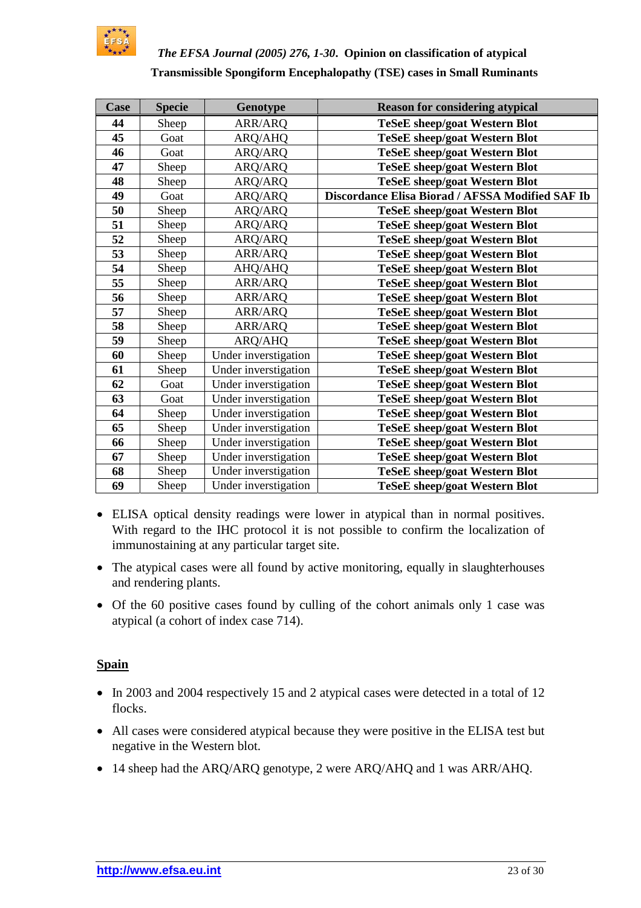| Case | Specie | Genotype | Reason for considering atypical |
|---|---|---|---|
| **44** | Sheep | ARR/ARQ | **TeSeE sheep/goat Western Blot** |
| **45** | Goat | ARQ/AHQ | **TeSeE sheep/goat Western Blot** |
| **46** | Goat | ARQ/ARQ | **TeSeE sheep/goat Western Blot** |
| **47** | Sheep | ARQ/ARQ | **TeSeE sheep/goat Western Blot** |
| **48** | Sheep | ARQ/ARQ | **TeSeE sheep/goat Western Blot** |
| **49** | Goat | ARQ/ARQ | **Discordance Elisa Biorad / AFSSA Modified SAF Ib** |
| **50** | Sheep | ARQ/ARQ | **TeSeE sheep/goat Western Blot** |
| **51** | Sheep | ARQ/ARQ | **TeSeE sheep/goat Western Blot** |
| **52** | Sheep | ARQ/ARQ | **TeSeE sheep/goat Western Blot** |
| **53** | Sheep | ARR/ARQ | **TeSeE sheep/goat Western Blot** |
| **54** | Sheep | AHQ/AHQ | **TeSeE sheep/goat Western Blot** |
| **55** | Sheep | ARR/ARQ | **TeSeE sheep/goat Western Blot** |
| **56** | Sheep | ARR/ARQ | **TeSeE sheep/goat Western Blot** |
| **57** | Sheep | ARR/ARQ | **TeSeE sheep/goat Western Blot** |
| **58** | Sheep | ARR/ARQ | **TeSeE sheep/goat Western Blot** |
| **59** | Sheep | ARQ/AHQ | **TeSeE sheep/goat Western Blot** |
| **60** | Sheep | Under invertigation | **TeSeE sheep/goat Western Blot** |
| **61** | Sheep | Under invertigation | **TeSeE sheep/goat Western Blot** |
| **62** | Goat | Under invertigation | **TeSeE sheep/goat Western Blot** |
| **63** | Goat | Under invertigation | **TeSeE sheep/goat Western Blot** |
| **64** | Sheep | Under invertigation | **TeSeE sheep/goat Western Blot** |
| **65** | Sheep | Under invertigation | **TeSeE sheep/goat Western Blot** |
| **66** | Sheep | Under invertigation | **TeSeE sheep/goat Western Blot** |
| **67** | Sheep | Under invertigation | **TeSeE sheep/goat Western Blot** |
| **68** | Sheep | Under invertigation | **TeSeE sheep/goat Western Blot** |
| **69** | Sheep | Under invertigation | **TeSeE sheep/goat Western Blot** |

- ELISA optical density readings were lower in atypical than in normal positives. With regard to the IHC protocol it is not possible to confirm the localization of immunostaining at any particular target site.
- The atypical cases were all found by active monitoring, equally in slaughterhouses and rendering plants.
- Of the 60 positive cases found by culling of the cohort animals only 1 case was atypical (a cohort of index case 714).

## Spain

- In 2003 and 2004 respectively 15 and 2 atypical cases were detected in a total of 12 flocks.
- All cases were considered atypical because they were positive in the ELISA test but negative in the Western blot.
- 14 sheep had the ARQ/ARQ genotype, 2 were ARQ/AHQ and 1 was ARR/AHQ.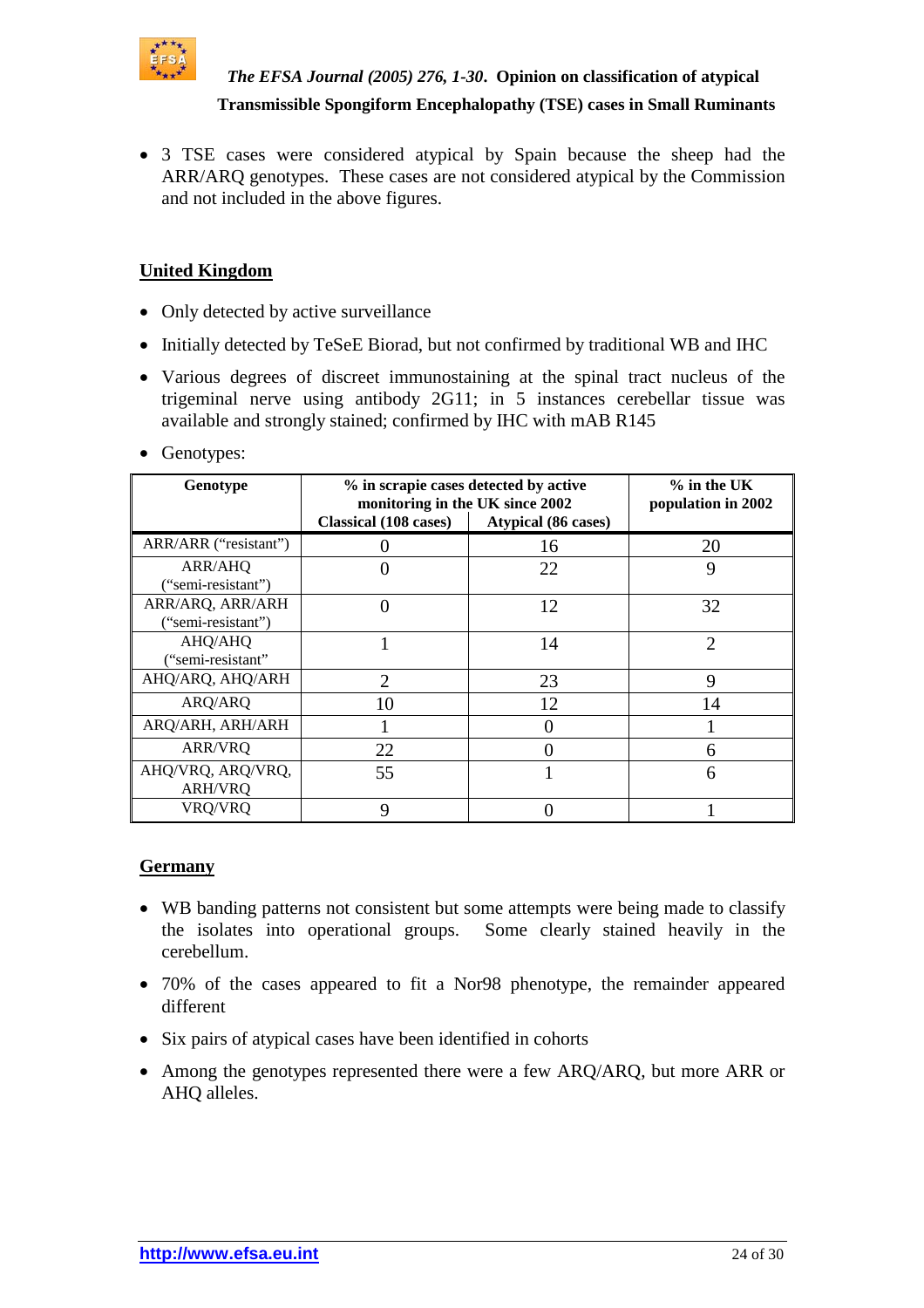- 3 TSE cases were considered atypical by Spain because the sheep had the ARR/ARQ genotypes. These cases are not considered atypical by the Commission and not included in the above figures.

## United Kingdom

- Only detected by active surveillance
- Initially detected by TeSeE Biorad, but not confirmed by traditional WB and IHC
- Various degrees of discreet immunostaining at the spinal tract nucleus of the trigeminal nerve using antibody 2G11; in 5 instances cerebellar tissue was available and strongly stained; confirmed by IHC with mAB R145
- Genotypes:

| Genotype | % in scrapie cases detected by active monitoring in the UK since 2002 | | % in the UK population in 2002 |
|---|---|---|---|
| | Classical (108 cases) | Atypical (86 cases) | |
| ARR/ARR ("resistant") | 0 | 16 | 20 |
| ARR/AHQ ("semi-resistant") | 0 | 22 | 9 |
| ARR/ARQ, ARR/ARH ("semi-resistant") | 0 | 12 | 32 |
| AHQ/AHQ ("semi-resistant" | 1 | 14 | 2 |
| AHQ/ARQ, AHQ/ARH | 2 | 23 | 9 |
| ARQ/ARQ | 10 | 12 | 14 |
| ARQ/ARH, ARH/ARH | 1 | 0 | 1 |
| ARR/VRQ | 22 | 0 | 6 |
| AHQ/VRQ, ARQ/VRQ, ARH/VRQ | 55 | 1 | 6 |
| VRQ/VRQ | 9 | 0 | 1 |

## Germany

- WB banding patterns not consistent but some attempts were being made to classify the isolates into operational groups. Some clearly stained heavily in the cerebellum.
- 70% of the cases appeared to fit a Nor98 phenotype, the remainder appeared different
- Six pairs of atypical cases have been identified in cohorts
- Among the genotypes represented there were a few ARQ/ARQ, but more ARR or AHQ alleles.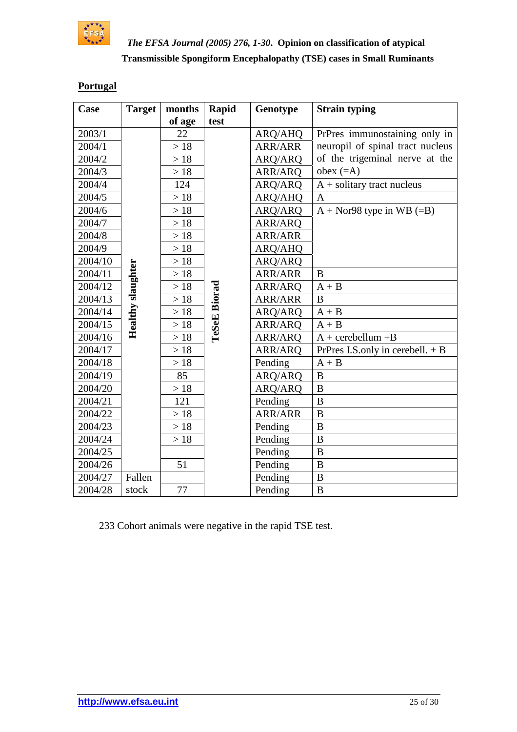## Portugal

| Case | Target | months of age | Rapid test | Genotype | Strain typing |
|---|---|---|---|---|---|
| 2003/1 | Healthy slaughter | 22 | TeSeE Biorad | ARQ/AHQ | PrPres immunostaining only in neuropil of spinal tract nucleus of the trigeminal nerve at the obex (=A) |
| 2004/1 | | > 18 | | ARR/ARR | |
| 2004/2 | | > 18 | | ARQ/ARQ | |
| 2004/3 | | > 18 | | ARR/ARQ | |
| 2004/4 | | 124 | | ARQ/ARQ | A + solitary tract nucleus |
| 2004/5 | | > 18 | | ARQ/AHQ | A |
| 2004/6 | | > 18 | | ARQ/ARQ | A + Nor98 type in WB (=B) |
| 2004/7 | | > 18 | | ARR/ARQ | |
| 2004/8 | | > 18 | | ARR/ARR | |
| 2004/9 | | > 18 | | ARQ/AHQ | |
| 2004/10 | | > 18 | | ARQ/ARQ | |
| 2004/11 | | > 18 | | ARR/ARR | B |
| 2004/12 | | > 18 | | ARR/ARQ | A + B |
| 2004/13 | | > 18 | | ARR/ARR | B |
| 2004/14 | | > 18 | | ARQ/ARQ | A + B |
| 2004/15 | | > 18 | | ARR/ARQ | A + B |
| 2004/16 | | > 18 | | ARR/ARQ | A + cerebellum +B |
| 2004/17 | | > 18 | | ARR/ARQ | PrPres I.S.only in cerebell. + B |
| 2004/18 | | > 18 | | Pending | A + B |
| 2004/19 | | 85 | | ARQ/ARQ | B |
| 2004/20 | | > 18 | | ARQ/ARQ | B |
| 2004/21 | | 121 | | Pending | B |
| 2004/22 | | > 18 | | ARR/ARR | B |
| 2004/23 | | > 18 | | Pending | B |
| 2004/24 | | > 18 | | Pending | B |
| 2004/25 | | | | Pending | B |
| 2004/26 | | 51 | | Pending | B |
| 2004/27 | Fallen stock | | | Pending | B |
| 2004/28 | | 77 | | Pending | B |

233 Cohort animals were negative in the rapid TSE test.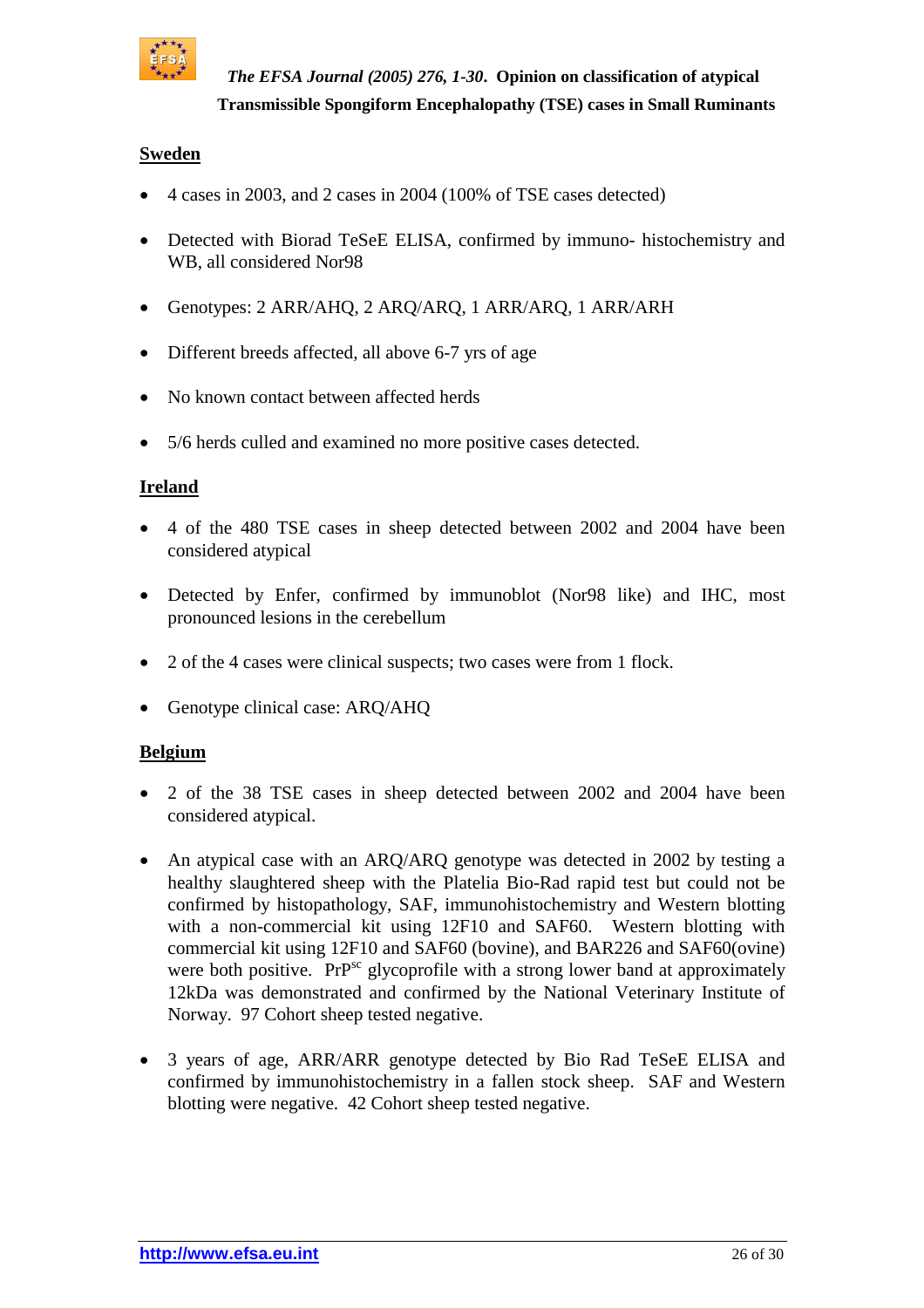**Sweden**

- 4 cases in 2003, and 2 cases in 2004 (100% of TSE cases detected)
- Detected with Biorad TeSeE ELISA, confirmed by immuno- histochemistry and WB, all considered Nor98
- Genotypes: 2 ARR/AHQ, 2 ARQ/ARQ, 1 ARR/ARQ, 1 ARR/ARH
- Different breeds affected, all above 6-7 yrs of age
- No known contact between affected herds
- 5/6 herds culled and examined no more positive cases detected.

**Ireland**

- 4 of the 480 TSE cases in sheep detected between 2002 and 2004 have been considered atypical
- Detected by Enfer, confirmed by immunoblot (Nor98 like) and IHC, most pronounced lesions in the cerebellum
- 2 of the 4 cases were clinical suspects; two cases were from 1 flock.
- Genotype clinical case: ARQ/AHQ

**Belgium**

- 2 of the 38 TSE cases in sheep detected between 2002 and 2004 have been considered atypical.
- An atypical case with an ARQ/ARQ genotype was detected in 2002 by testing a healthy slaughtered sheep with the Platelia Bio-Rad rapid test but could not be confirmed by histopathology, SAF, immunohistochemistry and Western blotting with a non-commercial kit using 12F10 and SAF60. Western blotting with commercial kit using 12F10 and SAF60 (bovine), and BAR226 and SAF60(ovine) were both positive. $PrP^{sc}$ glycoprofile with a strong lower band at approximately 12kDa was demonstrated and confirmed by the National Veterinary Institute of Norway. 97 Cohort sheep tested negative.
- 3 years of age, ARR/ARR genotype detected by Bio Rad TeSeE ELISA and confirmed by immunohistochemistry in a fallen stock sheep. SAF and Western blotting were negative. 42 Cohort sheep tested negative.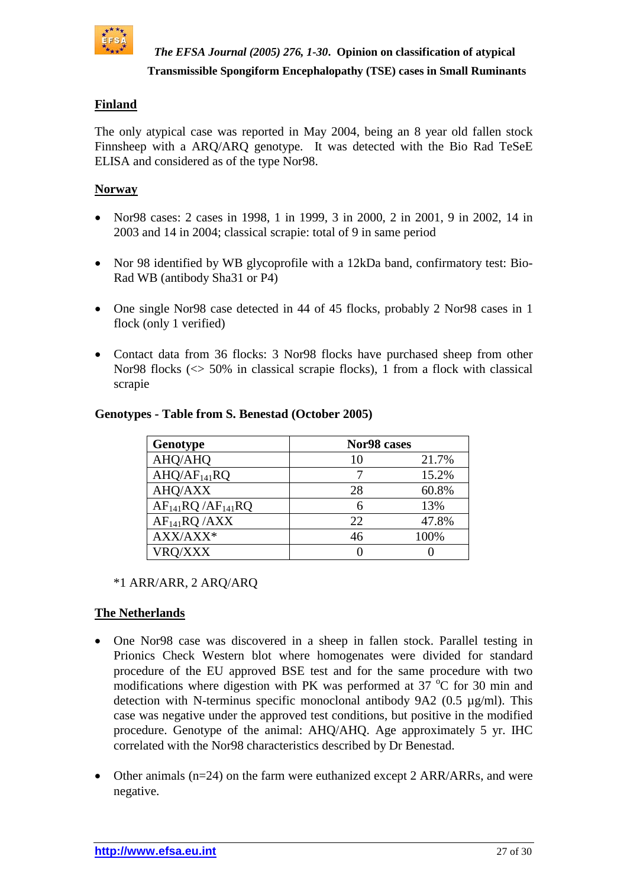## Finland

The only atypical case was reported in May 2004, being an 8 year old fallen stock Finnsheep with a ARQ/ARQ genotype. It was detected with the Bio Rad TeSeE ELISA and considered as of the type Nor98.

## Norway

- Nor98 cases: 2 cases in 1998, 1 in 1999, 3 in 2000, 2 in 2001, 9 in 2002, 14 in 2003 and 14 in 2004; classical scrapie: total of 9 in same period
- Nor 98 identified by WB glycoprofile with a 12kDa band, confirmatory test: Bio-Rad WB (antibody Sha31 or P4)
- One single Nor98 case detected in 44 of 45 flocks, probably 2 Nor98 cases in 1 flock (only 1 verified)
- Contact data from 36 flocks: 3 Nor98 flocks have purchased sheep from other Nor98 flocks (<> 50% in classical scrapie flocks), 1 from a flock with classical scrapie

**Genotypes - Table from S. Benestad (October 2005)**

| Genotype | Nor98 cases | |
|---|---|---|
| AHQ/AHQ | 10 | 21.7% |
| AHQ/$AF_{141}RQ$ | 7 | 15.2% |
| AHQ/AXX | 28 | 60.8% |
| $AF_{141}RQ$ /$AF_{141}RQ$ | 6 | 13% |
| $AF_{141}RQ$ /AXX | 22 | 47.8% |
| AXX/AXX* | 46 | 100% |
| VRQ/XXX | 0 | 0 |

*1 ARR/ARR, 2 ARQ/ARQ

## The Netherlands

- One Nor98 case was discovered in a sheep in fallen stock. Parallel testing in Prionics Check Western blot where homogenates were divided for standard procedure of the EU approved BSE test and for the same procedure with two modifications where digestion with PK was performed at 37 °C for 30 min and detection with N-terminus specific monoclonal antibody 9A2 (0.5 µg/ml). This case was negative under the approved test conditions, but positive in the modified procedure. Genotype of the animal: AHQ/AHQ. Age approximately 5 yr. IHC correlated with the Nor98 characteristics described by Dr Benestad.
- Other animals (n=24) on the farm were euthanized except 2 ARR/ARRs, and were negative.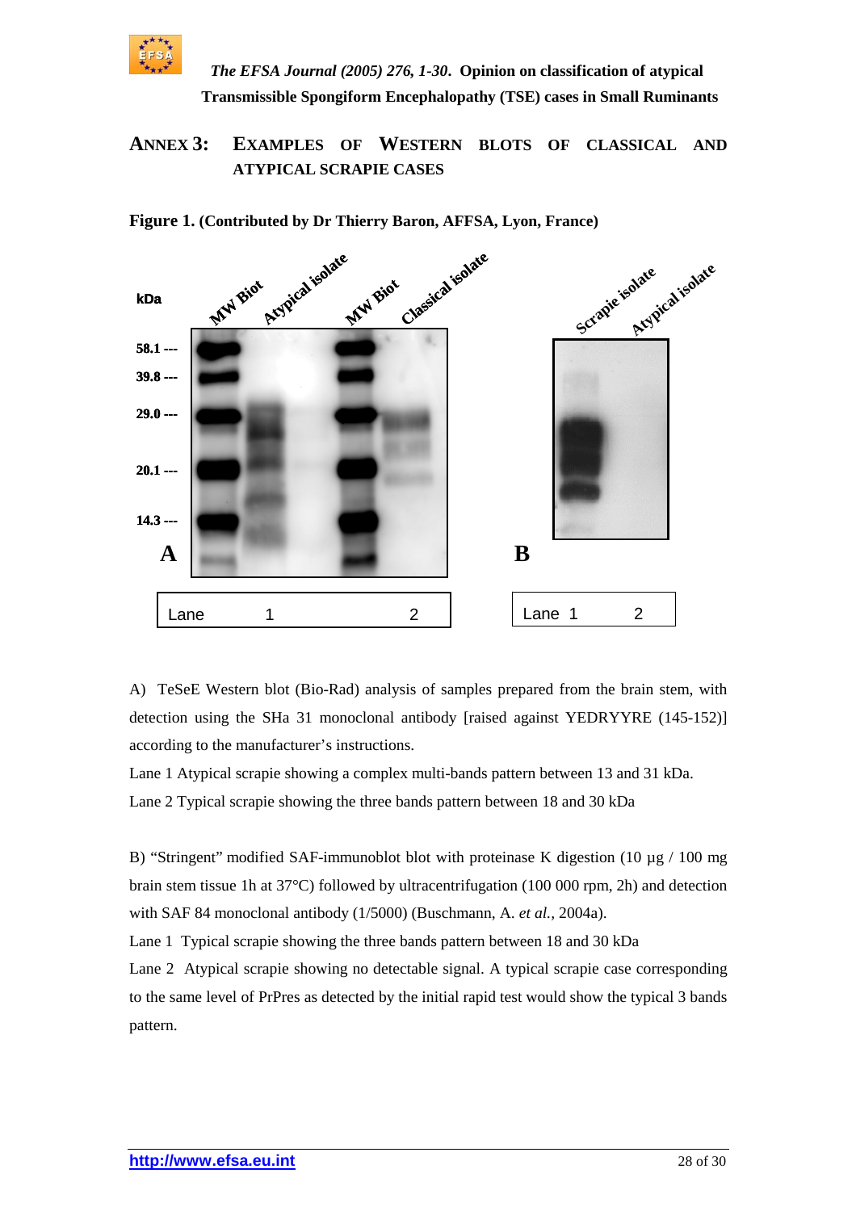## ANNEX 3: EXAMPLES OF WESTERN BLOTS OF CLASSICAL AND ATYPICAL SCRAPIE CASES

**Figure 1. (Contributed by Dr Thierry Baron, AFFSA, Lyon, France)**

A) TeSeE Western blot (Bio-Rad) analysis of samples prepared from the brain stem, with detection using the SHa 31 monoclonal antibody [raised against YEDRYYRE (145-152)] according to the manufacturer's instructions.

Lane 1 Atypical scrapie showing a complex multi-bands pattern between 13 and 31 kDa.

Lane 2 Typical scrapie showing the three bands pattern between 18 and 30 kDa

B) "Stringent" modified SAF-immunoblot blot with proteinase K digestion (10 µg / 100 mg brain stem tissue 1h at 37°C) followed by ultracentrifugation (100 000 rpm, 2h) and detection with SAF 84 monoclonal antibody (1/5000) (Buschmann, A. *et al.*, 2004a).

Lane 1 Typical scrapie showing the three bands pattern between 18 and 30 kDa

Lane 2 Atypical scrapie showing no detectable signal. A typical scrapie case corresponding to the same level of PrPres as detected by the initial rapid test would show the typical 3 bands pattern.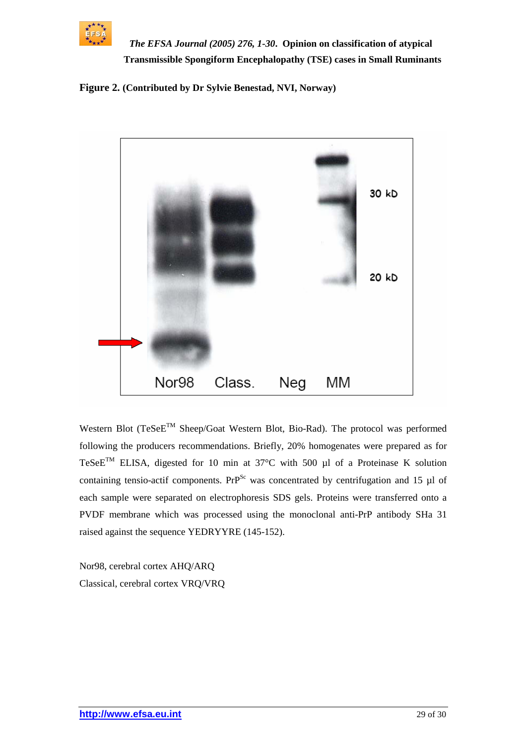**Figure 2.** **(Contributed by Dr Sylvie Benestad, NVI, Norway)**

Western Blot (TeSeE™ Sheep/Goat Western Blot, Bio-Rad). The protocol was performed following the producers recommendations. Briefly, 20% homogenates were prepared as for TeSeE™ ELISA, digested for 10 min at 37°C with 500 µl of a Proteinase K solution containing tensio-actif components. $PrP^{Sc}$ was concentrated by centrifugation and 15 µl of each sample were separated on electrophoresis SDS gels. Proteins were transferred onto a PVDF membrane which was processed using the monoclonal anti-PrP antibody SHa 31 raised against the sequence YEDRYYRE (145-152).

Nor98, cerebral cortex AHQ/ARQ
Classical, cerebral cortex VRQ/VRQ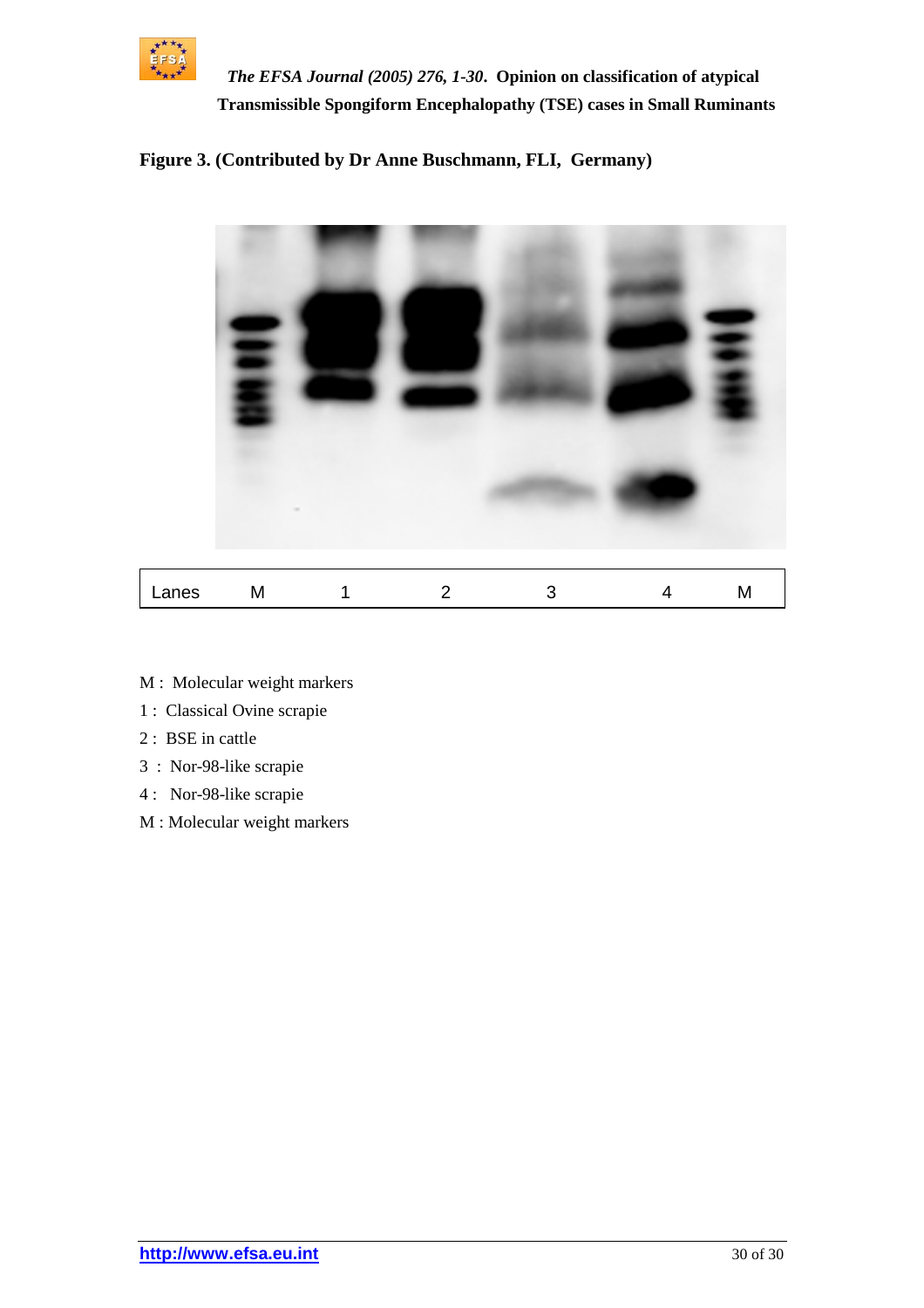**Figure 3. (Contributed by Dr Anne Buschmann, FLI, Germany)**

Lanes M 1 2 3 4 M

M : Molecular weight markers
1 : Classical Ovine scrapie
2 : BSE in cattle
3 : Nor-98-like scrapie
4 : Nor-98-like scrapie
M : Molecular weight markers